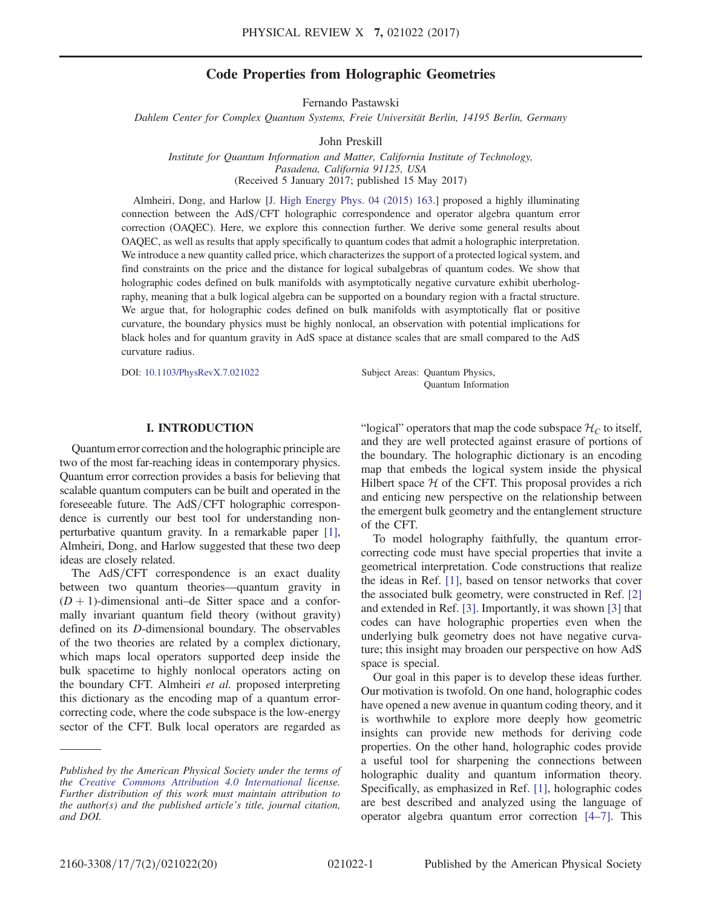# Code Properties from Holographic Geometries

Fernando Pastawski

*Dahlem Center for Complex Quantum Systems, Freie Universität Berlin, 14195 Berlin, Germany*

John Preskill

*Institute for Quantum Information and Matter, California Institute of Technology, Pasadena, California 91125, USA*

(Received 5 January 2017; published 15 May 2017)

Almheiri, Dong, and Harlow [J. High Energy Phys. 04 (2015) 163.] proposed a highly illuminating connection between the AdS/CFT holographic correspondence and operator algebra quantum error correction (OAQEC). Here, we explore this connection further. We derive some general results about OAQEC, as well as results that apply specifically to quantum codes that admit a holographic interpretation. We introduce a new quantity called price, which characterizes the support of a protected logical system, and find constraints on the price and the distance for logical subalgebras of quantum codes. We show that holographic codes defined on bulk manifolds with asymptotically negative curvature exhibit uberholography, meaning that a bulk logical algebra can be supported on a boundary region with a fractal structure. We argue that, for holographic codes defined on bulk manifolds with asymptotically flat or positive curvature, the boundary physics must be highly nonlocal, an observation with potential implications for black holes and for quantum gravity in AdS space at distance scales that are small compared to the AdS curvature radius.

DOI: 10.1103/PhysRevX.7.021022

Subject Areas: Quantum Physics, Quantum Information

## I. INTRODUCTION

Quantum error correction and the holographic principle are two of the most far-reaching ideas in contemporary physics. Quantum error correction provides a basis for believing that scalable quantum computers can be built and operated in the foreseeable future. The AdS/CFT holographic correspondence is currently our best tool for understanding nonperturbative quantum gravity. In a remarkable paper [1], Almheiri, Dong, and Harlow suggested that these two deep ideas are closely related.

The AdS/CFT correspondence is an exact duality between two quantum theories—quantum gravity in $(D+1)$-dimensional anti–de Sitter space and a conformally invariant quantum field theory (without gravity) defined on its $D$-dimensional boundary. The observables of the two theories are related by a complex dictionary, which maps local operators supported deep inside the bulk spacetime to highly nonlocal operators acting on the boundary CFT. Almheiri *et al.* proposed interpreting this dictionary as the encoding map of a quantum error-correcting code, where the code subspace is the low-energy sector of the CFT. Bulk local operators are regarded as "logical" operators that map the code subspace $\mathcal{H}_C$ to itself, and they are well protected against erasure of portions of the boundary. The holographic dictionary is an encoding map that embeds the logical system inside the physical Hilbert space $\mathcal{H}$ of the CFT. This proposal provides a rich and enticing new perspective on the relationship between the emergent bulk geometry and the entanglement structure of the CFT.

To model holography faithfully, the quantum error-correcting code must have special properties that invite a geometrical interpretation. Code constructions that realize the ideas in Ref. [1], based on tensor networks that cover the associated bulk geometry, were constructed in Ref. [2] and extended in Ref. [3]. Importantly, it was shown [3] that codes can have holographic properties even when the underlying bulk geometry does not have negative curvature; this insight may broaden our perspective on how AdS space is special.

Our goal in this paper is to develop these ideas further. Our motivation is twofold. On one hand, holographic codes have opened a new avenue in quantum coding theory, and it is worthwhile to explore more deeply how geometric insights can provide new methods for deriving code properties. On the other hand, holographic codes provide a useful tool for sharpening the connections between holographic duality and quantum information theory. Specifically, as emphasized in Ref. [1], holographic codes are best described and analyzed using the language of operator algebra quantum error correction [4–7]. This

*Published by the American Physical Society under the terms of the Creative Commons Attribution 4.0 International license. Further distribution of this work must maintain attribution to the author(s) and the published article's title, journal citation, and DOI.*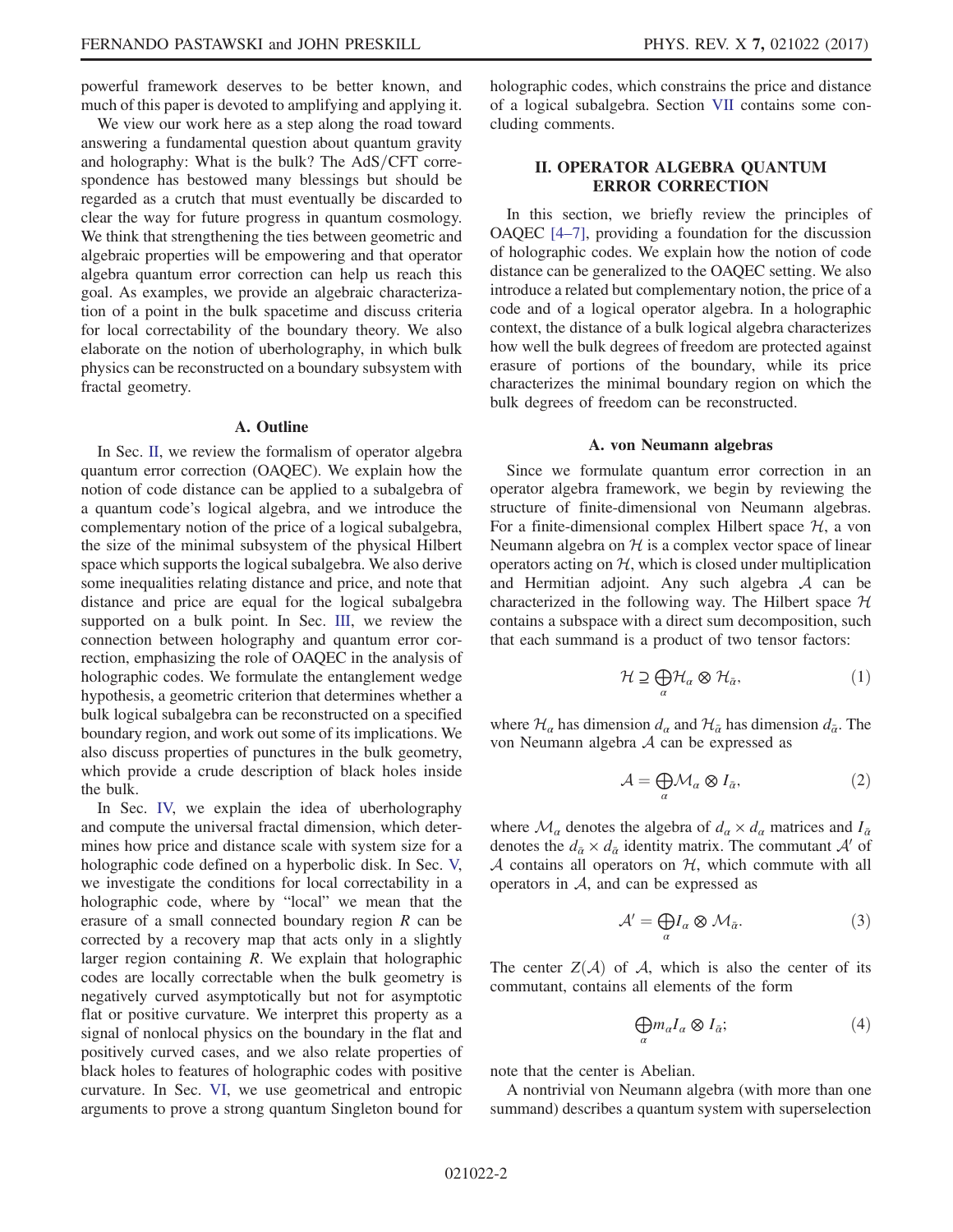powerful framework deserves to be better known, and much of this paper is devoted to amplifying and applying it.

We view our work here as a step along the road toward answering a fundamental question about quantum gravity and holography: What is the bulk? The AdS/CFT correspondence has bestowed many blessings but should be regarded as a crutch that must eventually be discarded to clear the way for future progress in quantum cosmology. We think that strengthening the ties between geometric and algebraic properties will be empowering and that operator algebra quantum error correction can help us reach this goal. As examples, we provide an algebraic characterization of a point in the bulk spacetime and discuss criteria for local correctability of the boundary theory. We also elaborate on the notion of uberholography, in which bulk physics can be reconstructed on a boundary subsystem with fractal geometry.

### A. Outline

In Sec. II, we review the formalism of operator algebra quantum error correction (OAQEC). We explain how the notion of code distance can be applied to a subalgebra of a quantum code's logical algebra, and we introduce the complementary notion of the price of a logical subalgebra, the size of the minimal subsystem of the physical Hilbert space which supports the logical subalgebra. We also derive some inequalities relating distance and price, and note that distance and price are equal for the logical subalgebra supported on a bulk point. In Sec. III, we review the connection between holography and quantum error correction, emphasizing the role of OAQEC in the analysis of holographic codes. We formulate the entanglement wedge hypothesis, a geometric criterion that determines whether a bulk logical subalgebra can be reconstructed on a specified boundary region, and work out some of its implications. We also discuss properties of punctures in the bulk geometry, which provide a crude description of black holes inside the bulk.

In Sec. IV, we explain the idea of uberholography and compute the universal fractal dimension, which determines how price and distance scale with system size for a holographic code defined on a hyperbolic disk. In Sec. V, we investigate the conditions for local correctability in a holographic code, where by "local" we mean that the erasure of a small connected boundary region $R$ can be corrected by a recovery map that acts only in a slightly larger region containing $R$. We explain that holographic codes are locally correctable when the bulk geometry is negatively curved asymptotically but not for asymptotic flat or positive curvature. We interpret this property as a signal of nonlocal physics on the boundary in the flat and positively curved cases, and we also relate properties of black holes to features of holographic codes with positive curvature. In Sec. VI, we use geometrical and entropic arguments to prove a strong quantum Singleton bound for holographic codes, which constrains the price and distance of a logical subalgebra. Section VII contains some concluding comments.

## II. OPERATOR ALGEBRA QUANTUM ERROR CORRECTION

In this section, we briefly review the principles of OAQEC [4–7], providing a foundation for the discussion of holographic codes. We explain how the notion of code distance can be generalized to the OAQEC setting. We also introduce a related but complementary notion, the price of a code and of a logical operator algebra. In a holographic context, the distance of a bulk logical algebra characterizes how well the bulk degrees of freedom are protected against erasure of portions of the boundary, while its price characterizes the minimal boundary region on which the bulk degrees of freedom can be reconstructed.

### A. von Neumann algebras

Since we formulate quantum error correction in an operator algebra framework, we begin by reviewing the structure of finite-dimensional von Neumann algebras. For a finite-dimensional complex Hilbert space $\mathcal{H}$, a von Neumann algebra on $\mathcal{H}$ is a complex vector space of linear operators acting on $\mathcal{H}$, which is closed under multiplication and Hermitian adjoint. Any such algebra $\mathcal{A}$ can be characterized in the following way. The Hilbert space $\mathcal{H}$ contains a subspace with a direct sum decomposition, such that each summand is a product of two tensor factors:

$$\mathcal{H} \supseteq \bigoplus_{\alpha} \mathcal{H}_{\alpha} \otimes \mathcal{H}_{\bar{\alpha}}, \tag{1}$$

where $\mathcal{H}_{\alpha}$ has dimension $d_{\alpha}$ and $\mathcal{H}_{\bar{\alpha}}$ has dimension $d_{\bar{\alpha}}$. The von Neumann algebra $\mathcal{A}$ can be expressed as

$$\mathcal{A} = \bigoplus_{\alpha} \mathcal{M}_{\alpha} \otimes I_{\bar{\alpha}}, \tag{2}$$

where $\mathcal{M}_{\alpha}$ denotes the algebra of $d_{\alpha} \times d_{\alpha}$ matrices and $I_{\bar{\alpha}}$ denotes the $d_{\bar{\alpha}} \times d_{\bar{\alpha}}$ identity matrix. The commutant $\mathcal{A}'$ of $\mathcal{A}$ contains all operators on $\mathcal{H}$, which commute with all operators in $\mathcal{A}$, and can be expressed as

$$\mathcal{A}' = \bigoplus_{\alpha} I_{\alpha} \otimes \mathcal{M}_{\bar{\alpha}}. \tag{3}$$

The center $Z(\mathcal{A})$ of $\mathcal{A}$, which is also the center of its commutant, contains all elements of the form

$$\bigoplus_{\alpha} m_{\alpha} I_{\alpha} \otimes I_{\bar{\alpha}}; \tag{4}$$

note that the center is Abelian.

A nontrivial von Neumann algebra (with more than one summand) describes a quantum system with superselection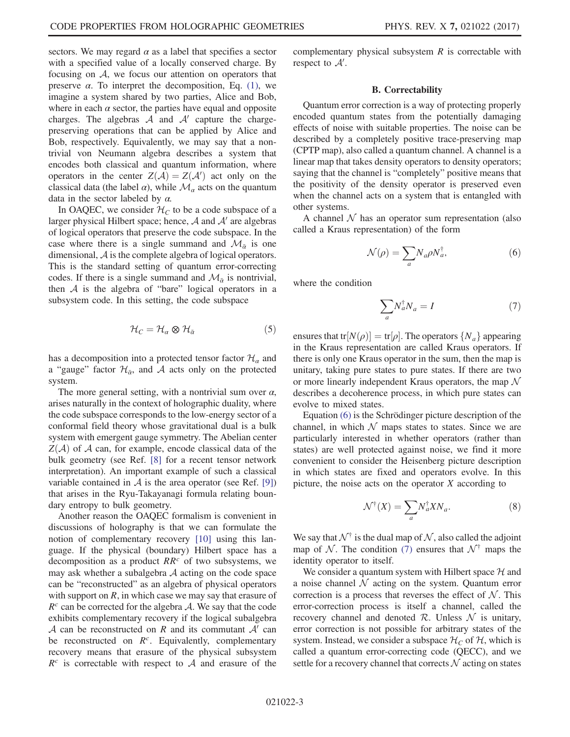sectors. We may regard $\alpha$ as a label that specifies a sector with a specified value of a locally conserved charge. By focusing on $\mathcal{A}$, we focus our attention on operators that preserve $\alpha$. To interpret the decomposition, Eq. (1), we imagine a system shared by two parties, Alice and Bob, where in each $\alpha$ sector, the parties have equal and opposite charges. The algebras $\mathcal{A}$ and $\mathcal{A}'$ capture the charge-preserving operations that can be applied by Alice and Bob, respectively. Equivalently, we may say that a nontrivial von Neumann algebra describes a system that encodes both classical and quantum information, where operators in the center $Z(\mathcal{A}) = Z(\mathcal{A}')$ act only on the classical data (the label $\alpha$), while $\mathcal{M}_\alpha$ acts on the quantum data in the sector labeled by $\alpha$.

In OAQEC, we consider $\mathcal{H}_C$ to be a code subspace of a larger physical Hilbert space; hence, $\mathcal{A}$ and $\mathcal{A}'$ are algebras of logical operators that preserve the code subspace. In the case where there is a single summand and $\mathcal{M}_{\bar{\alpha}}$ is one dimensional, $\mathcal{A}$ is the complete algebra of logical operators. This is the standard setting of quantum error-correcting codes. If there is a single summand and $\mathcal{M}_{\bar{\alpha}}$ is nontrivial, then $\mathcal{A}$ is the algebra of "bare" logical operators in a subsystem code. In this setting, the code subspace

$$\mathcal{H}_C = \mathcal{H}_\alpha \otimes \mathcal{H}_{\bar{\alpha}} \tag{5}$$

has a decomposition into a protected tensor factor $\mathcal{H}_\alpha$ and a "gauge" factor $\mathcal{H}_{\bar{\alpha}}$, and $\mathcal{A}$ acts only on the protected system.

The more general setting, with a nontrivial sum over $\alpha$, arises naturally in the context of holographic duality, where the code subspace corresponds to the low-energy sector of a conformal field theory whose gravitational dual is a bulk system with emergent gauge symmetry. The Abelian center $Z(\mathcal{A})$ of $\mathcal{A}$ can, for example, encode classical data of the bulk geometry (see Ref. [8] for a recent tensor network interpretation). An important example of such a classical variable contained in $\mathcal{A}$ is the area operator (see Ref. [9]) that arises in the Ryu-Takayanagi formula relating boundary entropy to bulk geometry.

Another reason the OAQEC formalism is convenient in discussions of holography is that we can formulate the notion of complementary recovery [10] using this language. If the physical (boundary) Hilbert space has a decomposition as a product $RR^c$ of two subsystems, we may ask whether a subalgebra $\mathcal{A}$ acting on the code space can be "reconstructed" as an algebra of physical operators with support on $R$, in which case we may say that erasure of $R^c$ can be corrected for the algebra $\mathcal{A}$. We say that the code exhibits complementary recovery if the logical subalgebra $\mathcal{A}$ can be reconstructed on $R$ and its commutant $\mathcal{A}'$ can be reconstructed on $R^c$. Equivalently, complementary recovery means that erasure of the physical subsystem $R^c$ is correctable with respect to $\mathcal{A}$ and erasure of the complementary physical subsystem $R$ is correctable with respect to $\mathcal{A}'$.

### B. Correctability

Quantum error correction is a way of protecting properly encoded quantum states from the potentially damaging effects of noise with suitable properties. The noise can be described by a completely positive trace-preserving map (CPTP map), also called a quantum channel. A channel is a linear map that takes density operators to density operators; saying that the channel is "completely" positive means that the positivity of the density operator is preserved even when the channel acts on a system that is entangled with other systems.

A channel $\mathcal{N}$ has an operator sum representation (also called a Kraus representation) of the form

$$\mathcal{N}(\rho) = \sum_a N_a \rho N_a^\dagger, \tag{6}$$

where the condition

$$\sum_a N_a^\dagger N_a = I \tag{7}$$

ensures that $\mathrm{tr}[N(\rho)] = \mathrm{tr}[\rho]$. The operators $\{N_a\}$ appearing in the Kraus representation are called Kraus operators. If there is only one Kraus operator in the sum, then the map is unitary, taking pure states to pure states. If there are two or more linearly independent Kraus operators, the map $\mathcal{N}$ describes a decoherence process, in which pure states can evolve to mixed states.

Equation (6) is the Schrödinger picture description of the channel, in which $\mathcal{N}$ maps states to states. Since we are particularly interested in whether operators (rather than states) are well protected against noise, we find it more convenient to consider the Heisenberg picture description in which states are fixed and operators evolve. In this picture, the noise acts on the operator $X$ according to

$$\mathcal{N}^\dagger(X) = \sum_a N_a^\dagger X N_a. \tag{8}$$

We say that $\mathcal{N}^\dagger$ is the dual map of $\mathcal{N}$, also called the adjoint map of $\mathcal{N}$. The condition (7) ensures that $\mathcal{N}^\dagger$ maps the identity operator to itself.

We consider a quantum system with Hilbert space $\mathcal{H}$ and a noise channel $\mathcal{N}$ acting on the system. Quantum error correction is a process that reverses the effect of $\mathcal{N}$. This error-correction process is itself a channel, called the recovery channel and denoted $\mathcal{R}$. Unless $\mathcal{N}$ is unitary, error correction is not possible for arbitrary states of the system. Instead, we consider a subspace $\mathcal{H}_C$ of $\mathcal{H}$, which is called a quantum error-correcting code (QECC), and we settle for a recovery channel that corrects $\mathcal{N}$ acting on states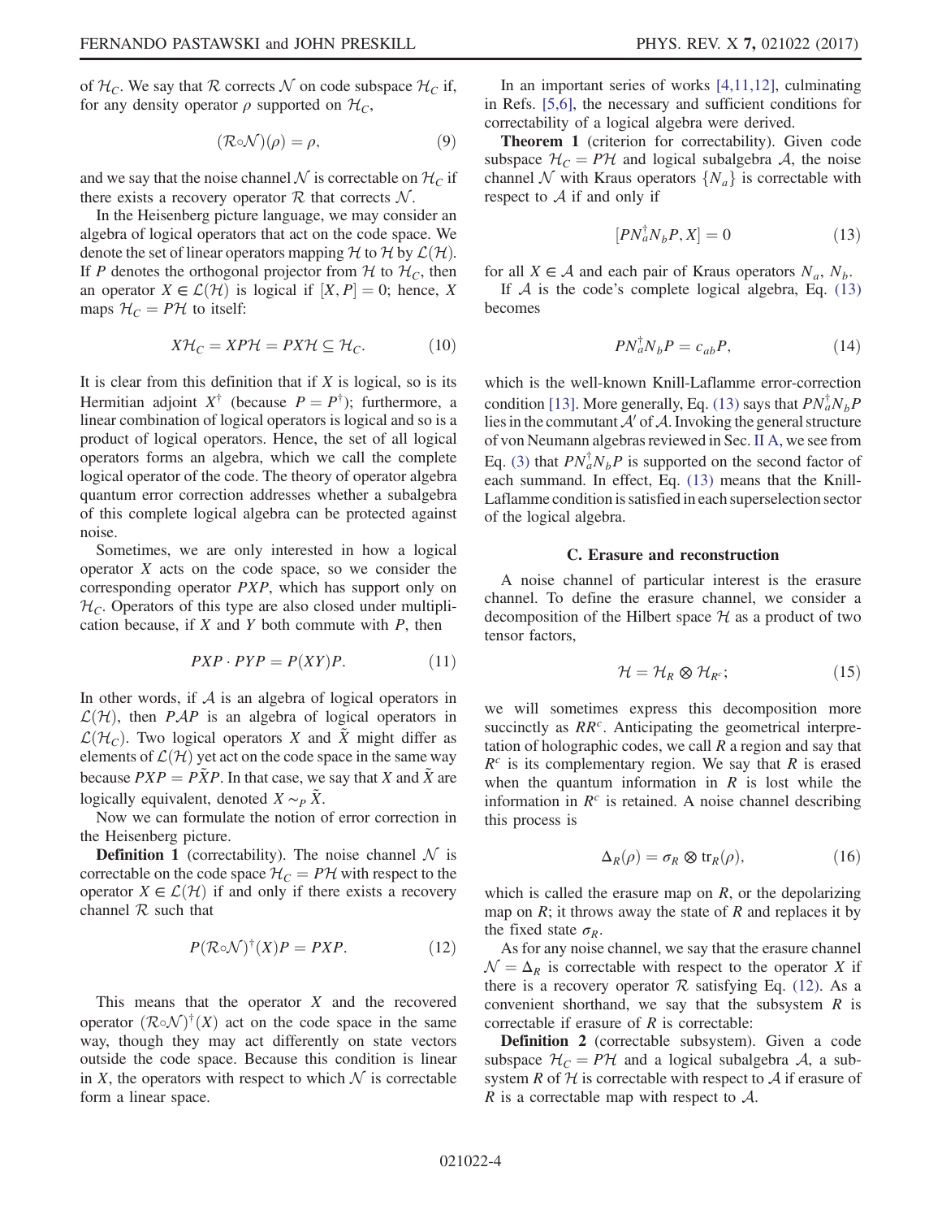of $\mathcal{H}_C$. We say that $\mathcal{R}$ corrects $\mathcal{N}$ on code subspace $\mathcal{H}_C$ if, for any density operator $\rho$ supported on $\mathcal{H}_C$,

$$(\mathcal{R}\circ\mathcal{N})(\rho) = \rho, \tag{9}$$

and we say that the noise channel $\mathcal{N}$ is correctable on $\mathcal{H}_C$ if there exists a recovery operator $\mathcal{R}$ that corrects $\mathcal{N}$.

In the Heisenberg picture language, we may consider an algebra of logical operators that act on the code space. We denote the set of linear operators mapping $\mathcal{H}$ to $\mathcal{H}$ by $\mathcal{L}(\mathcal{H})$. If $P$ denotes the orthogonal projector from $\mathcal{H}$ to $\mathcal{H}_C$, then an operator $X \in \mathcal{L}(\mathcal{H})$ is logical if $[X, P] = 0$; hence, $X$ maps $\mathcal{H}_C = P\mathcal{H}$ to itself:

$$X\mathcal{H}_C = XP\mathcal{H} = PX\mathcal{H} \subseteq \mathcal{H}_C. \tag{10}$$

It is clear from this definition that if $X$ is logical, so is its Hermitian adjoint $X^\dagger$ (because $P = P^\dagger$); furthermore, a linear combination of logical operators is logical and so is a product of logical operators. Hence, the set of all logical operators forms an algebra, which we call the complete logical operator of the code. The theory of operator algebra quantum error correction addresses whether a subalgebra of this complete logical algebra can be protected against noise.

Sometimes, we are only interested in how a logical operator $X$ acts on the code space, so we consider the corresponding operator $PXP$, which has support only on $\mathcal{H}_C$. Operators of this type are also closed under multiplication because, if $X$ and $Y$ both commute with $P$, then

$$PXP \cdot PYP = P(XY)P. \tag{11}$$

In other words, if $\mathcal{A}$ is an algebra of logical operators in $\mathcal{L}(\mathcal{H})$, then $P\mathcal{A}P$ is an algebra of logical operators in $\mathcal{L}(\mathcal{H}_C)$. Two logical operators $X$ and $\tilde{X}$ might differ as elements of $\mathcal{L}(\mathcal{H})$ yet act on the code space in the same way because $PXP = P\tilde{X}P$. In that case, we say that $X$ and $\tilde{X}$ are logically equivalent, denoted $X \sim_P \tilde{X}$.

Now we can formulate the notion of error correction in the Heisenberg picture.

**Definition 1** (correctability). The noise channel $\mathcal{N}$ is correctable on the code space $\mathcal{H}_C = P\mathcal{H}$ with respect to the operator $X \in \mathcal{L}(\mathcal{H})$ if and only if there exists a recovery channel $\mathcal{R}$ such that

$$P(\mathcal{R}\circ\mathcal{N})^\dagger(X)P = PXP. \tag{12}$$

This means that the operator $X$ and the recovered operator $(\mathcal{R}\circ\mathcal{N})^\dagger(X)$ act on the code space in the same way, though they may act differently on state vectors outside the code space. Because this condition is linear in $X$, the operators with respect to which $\mathcal{N}$ is correctable form a linear space.

In an important series of works [4,11,12], culminating in Refs. [5,6], the necessary and sufficient conditions for correctability of a logical algebra were derived.

**Theorem 1** (criterion for correctability). Given code subspace $\mathcal{H}_C = P\mathcal{H}$ and logical subalgebra $\mathcal{A}$, the noise channel $\mathcal{N}$ with Kraus operators $\{N_a\}$ is correctable with respect to $\mathcal{A}$ if and only if

$$[PN_a^\dagger N_b P, X] = 0 \tag{13}$$

for all $X \in \mathcal{A}$ and each pair of Kraus operators $N_a$, $N_b$.

If $\mathcal{A}$ is the code's complete logical algebra, Eq. (13) becomes

$$PN_a^\dagger N_b P = c_{ab}P, \tag{14}$$

which is the well-known Knill-Laflamme error-correction condition [13]. More generally, Eq. (13) says that $PN_a^\dagger N_b P$ lies in the commutant $\mathcal{A}'$ of $\mathcal{A}$. Invoking the general structure of von Neumann algebras reviewed in Sec. II A, we see from Eq. (3) that $PN_a^\dagger N_b P$ is supported on the second factor of each summand. In effect, Eq. (13) means that the Knill-Laflamme condition is satisfied in each superselection sector of the logical algebra.

### C. Erasure and reconstruction

A noise channel of particular interest is the erasure channel. To define the erasure channel, we consider a decomposition of the Hilbert space $\mathcal{H}$ as a product of two tensor factors,

$$\mathcal{H} = \mathcal{H}_R \otimes \mathcal{H}_{R^c}; \tag{15}$$

we will sometimes express this decomposition more succinctly as $RR^c$. Anticipating the geometrical interpretation of holographic codes, we call $R$ a region and say that $R^c$ is its complementary region. We say that $R$ is erased when the quantum information in $R$ is lost while the information in $R^c$ is retained. A noise channel describing this process is

$$\Delta_R(\rho) = \sigma_R \otimes \mathrm{tr}_R(\rho), \tag{16}$$

which is called the erasure map on $R$, or the depolarizing map on $R$; it throws away the state of $R$ and replaces it by the fixed state $\sigma_R$.

As for any noise channel, we say that the erasure channel $\mathcal{N} = \Delta_R$ is correctable with respect to the operator $X$ if there is a recovery operator $\mathcal{R}$ satisfying Eq. (12). As a convenient shorthand, we say that the subsystem $R$ is correctable if erasure of $R$ is correctable:

**Definition 2** (correctable subsystem). Given a code subspace $\mathcal{H}_C = P\mathcal{H}$ and a logical subalgebra $\mathcal{A}$, a subsystem $R$ of $\mathcal{H}$ is correctable with respect to $\mathcal{A}$ if erasure of $R$ is a correctable map with respect to $\mathcal{A}$.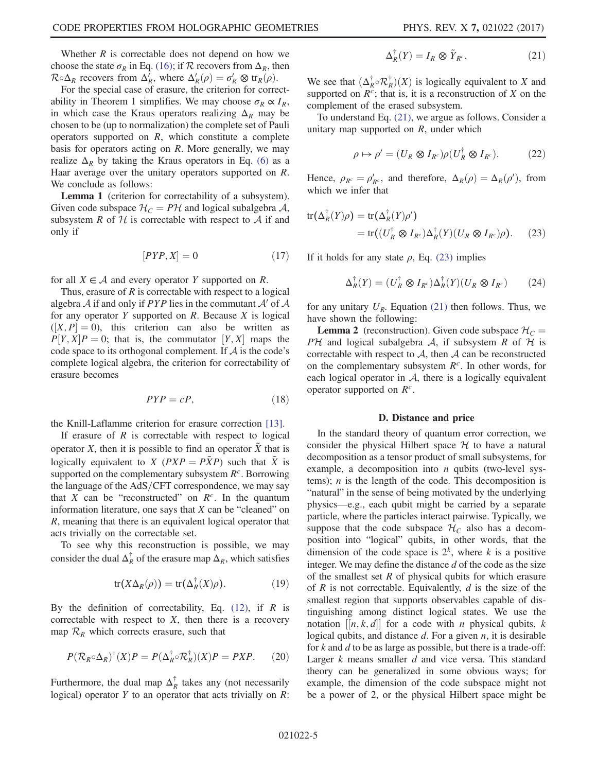Whether $R$ is correctable does not depend on how we choose the state $\sigma_R$ in Eq. (16); if $\mathcal{R}$ recovers from $\Delta_R$, then $\mathcal{R}\circ\Delta_R$ recovers from $\Delta'_R$, where $\Delta'_R(\rho) = \sigma'_R \otimes \mathrm{tr}_R(\rho)$.

For the special case of erasure, the criterion for correctability in Theorem 1 simplifies. We may choose $\sigma_R \propto I_R$, in which case the Kraus operators realizing $\Delta_R$ may be chosen to be (up to normalization) the complete set of Pauli operators supported on $R$, which constitute a complete basis for operators acting on $R$. More generally, we may realize $\Delta_R$ by taking the Kraus operators in Eq. (6) as a Haar average over the unitary operators supported on $R$. We conclude as follows:

**Lemma 1** (criterion for correctability of a subsystem). Given code subspace $\mathcal{H}_C = P\mathcal{H}$ and logical subalgebra $\mathcal{A}$, subsystem $R$ of $\mathcal{H}$ is correctable with respect to $\mathcal{A}$ if and only if

$$[PYP, X] = 0 \tag{17}$$

for all $X \in \mathcal{A}$ and every operator $Y$ supported on $R$.

Thus, erasure of $R$ is correctable with respect to a logical algebra $\mathcal{A}$ if and only if $PYP$ lies in the commutant $\mathcal{A}'$ of $\mathcal{A}$ for any operator $Y$ supported on $R$. Because $X$ is logical ($[X, P] = 0$), this criterion can also be written as $P[Y, X]P = 0$; that is, the commutator $[Y, X]$ maps the code space to its orthogonal complement. If $\mathcal{A}$ is the code's complete logical algebra, the criterion for correctability of erasure becomes

$$PYP = cP, \tag{18}$$

the Knill-Laflamme criterion for erasure correction [13].

If erasure of $R$ is correctable with respect to logical operator $X$, then it is possible to find an operator $\tilde{X}$ that is logically equivalent to $X$ ($PXP = P\tilde{X}P$) such that $\tilde{X}$ is supported on the complementary subsystem $R^c$. Borrowing the language of the AdS/CFT correspondence, we may say that $X$ can be "reconstructed" on $R^c$. In the quantum information literature, one says that $X$ can be "cleaned" on $R$, meaning that there is an equivalent logical operator that acts trivially on the correctable set.

To see why this reconstruction is possible, we may consider the dual $\Delta_R^\dagger$ of the erasure map $\Delta_R$, which satisfies

$$\mathrm{tr}(X\Delta_R(\rho)) = \mathrm{tr}(\Delta_R^\dagger(X)\rho). \tag{19}$$

By the definition of correctability, Eq. (12), if $R$ is correctable with respect to $X$, then there is a recovery map $\mathcal{R}_R$ which corrects erasure, such that

$$P(\mathcal{R}_R\circ\Delta_R)^\dagger(X)P = P(\Delta_R^\dagger\circ\mathcal{R}_R^\dagger)(X)P = PXP. \tag{20}$$

Furthermore, the dual map $\Delta_R^\dagger$ takes any (not necessarily logical) operator $Y$ to an operator that acts trivially on $R$:

$$\Delta_R^\dagger(Y) = I_R \otimes \tilde{Y}_{R^c}. \tag{21}$$

We see that $(\Delta_R^\dagger\circ\mathcal{R}_R^\dagger)(X)$ is logically equivalent to $X$ and supported on $R^c$; that is, it is a reconstruction of $X$ on the complement of the erased subsystem.

To understand Eq. (21), we argue as follows. Consider a unitary map supported on $R$, under which

$$\rho \mapsto \rho' = (U_R \otimes I_{R^c})\rho(U_R^\dagger \otimes I_{R^c}). \tag{22}$$

Hence, $\rho_{R^c} = \rho'_{R^c}$, and therefore, $\Delta_R(\rho) = \Delta_R(\rho')$, from which we infer that

$$\begin{aligned}\mathrm{tr}(\Delta_R^\dagger(Y)\rho) &= \mathrm{tr}(\Delta_R^\dagger(Y)\rho') \\ &= \mathrm{tr}((U_R^\dagger \otimes I_{R^c})\Delta_R^\dagger(Y)(U_R \otimes I_{R^c})\rho).\end{aligned} \tag{23}$$

If it holds for any state $\rho$, Eq. (23) implies

$$\Delta_R^\dagger(Y) = (U_R^\dagger \otimes I_{R^c})\Delta_R^\dagger(Y)(U_R \otimes I_{R^c}) \tag{24}$$

for any unitary $U_R$. Equation (21) then follows. Thus, we have shown the following:

**Lemma 2** (reconstruction). Given code subspace $\mathcal{H}_C = P\mathcal{H}$ and logical subalgebra $\mathcal{A}$, if subsystem $R$ of $\mathcal{H}$ is correctable with respect to $\mathcal{A}$, then $\mathcal{A}$ can be reconstructed on the complementary subsystem $R^c$. In other words, for each logical operator in $\mathcal{A}$, there is a logically equivalent operator supported on $R^c$.

### D. Distance and price

In the standard theory of quantum error correction, we consider the physical Hilbert space $\mathcal{H}$ to have a natural decomposition as a tensor product of small subsystems, for example, a decomposition into $n$ qubits (two-level systems); $n$ is the length of the code. This decomposition is "natural" in the sense of being motivated by the underlying physics—e.g., each qubit might be carried by a separate particle, where the particles interact pairwise. Typically, we suppose that the code subspace $\mathcal{H}_C$ also has a decomposition into "logical" qubits, in other words, that the dimension of the code space is $2^k$, where $k$ is a positive integer. We may define the distance $d$ of the code as the size of the smallest set $R$ of physical qubits for which erasure of $R$ is not correctable. Equivalently, $d$ is the size of the smallest region that supports observables capable of distinguishing among distinct logical states. We use the notation $[[n, k, d]]$ for a code with $n$ physical qubits, $k$ logical qubits, and distance $d$. For a given $n$, it is desirable for $k$ and $d$ to be as large as possible, but there is a trade-off: Larger $k$ means smaller $d$ and vice versa. This standard theory can be generalized in some obvious ways; for example, the dimension of the code subspace might not be a power of 2, or the physical Hilbert space might be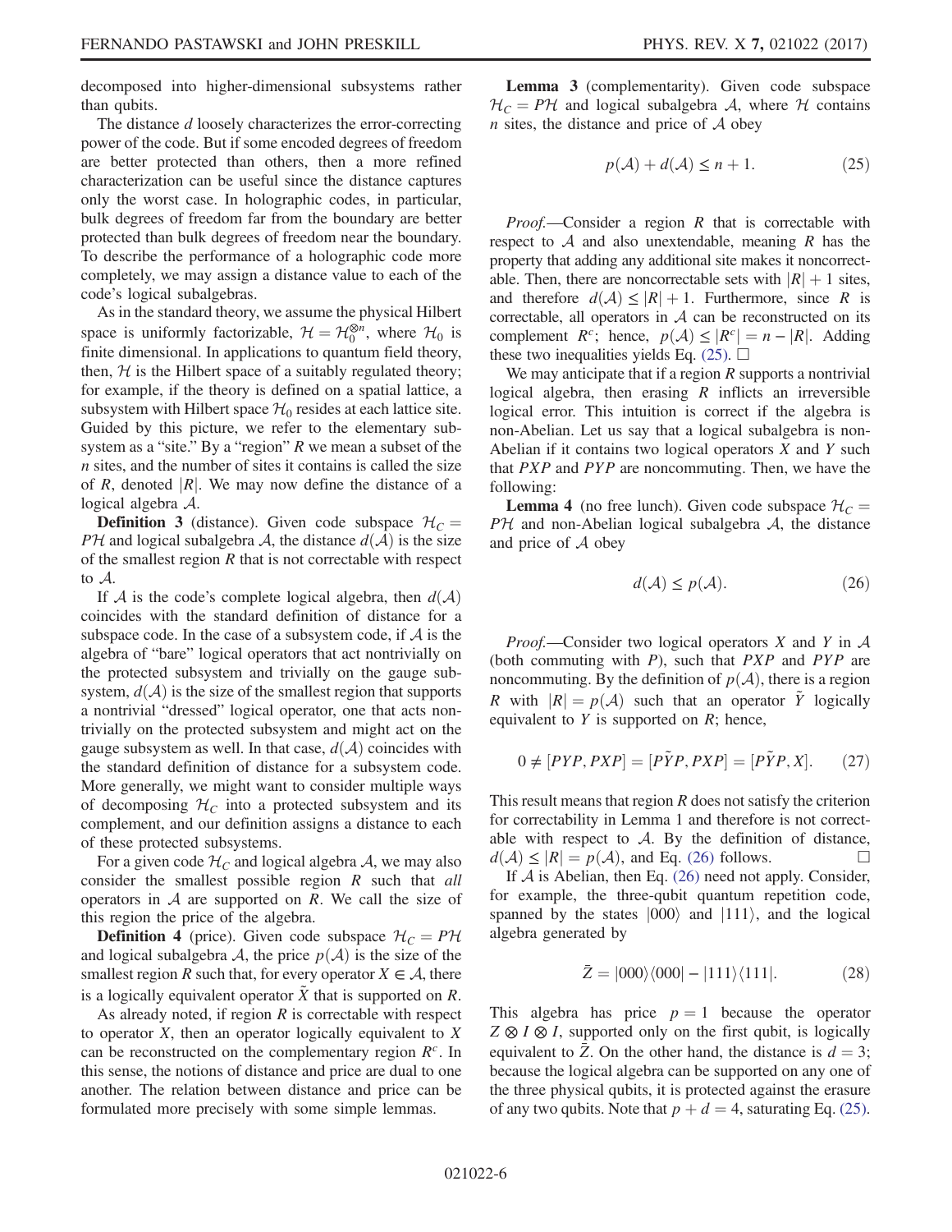decomposed into higher-dimensional subsystems rather than qubits.

The distance $d$ loosely characterizes the error-correcting power of the code. But if some encoded degrees of freedom are better protected than others, then a more refined characterization can be useful since the distance captures only the worst case. In holographic codes, in particular, bulk degrees of freedom far from the boundary are better protected than bulk degrees of freedom near the boundary. To describe the performance of a holographic code more completely, we may assign a distance value to each of the code's logical subalgebras.

As in the standard theory, we assume the physical Hilbert space is uniformly factorizable, $\mathcal{H} = \mathcal{H}_0^{\otimes n}$, where $\mathcal{H}_0$ is finite dimensional. In applications to quantum field theory, then, $\mathcal{H}$ is the Hilbert space of a suitably regulated theory; for example, if the theory is defined on a spatial lattice, a subsystem with Hilbert space $\mathcal{H}_0$ resides at each lattice site. Guided by this picture, we refer to the elementary subsystem as a "site." By a "region" $R$ we mean a subset of the $n$ sites, and the number of sites it contains is called the size of $R$, denoted $|R|$. We may now define the distance of a logical algebra $\mathcal{A}$.

**Definition 3** (distance). Given code subspace $\mathcal{H}_C = P\mathcal{H}$ and logical subalgebra $\mathcal{A}$, the distance $d(\mathcal{A})$ is the size of the smallest region $R$ that is not correctable with respect to $\mathcal{A}$.

If $\mathcal{A}$ is the code's complete logical algebra, then $d(\mathcal{A})$ coincides with the standard definition of distance for a subspace code. In the case of a subsystem code, if $\mathcal{A}$ is the algebra of "bare" logical operators that act nontrivially on the protected subsystem and trivially on the gauge subsystem, $d(\mathcal{A})$ is the size of the smallest region that supports a nontrivial "dressed" logical operator, one that acts nontrivially on the protected subsystem and might act on the gauge subsystem as well. In that case, $d(\mathcal{A})$ coincides with the standard definition of distance for a subsystem code. More generally, we might want to consider multiple ways of decomposing $\mathcal{H}_C$ into a protected subsystem and its complement, and our definition assigns a distance to each of these protected subsystems.

For a given code $\mathcal{H}_C$ and logical algebra $\mathcal{A}$, we may also consider the smallest possible region $R$ such that *all* operators in $\mathcal{A}$ are supported on $R$. We call the size of this region the price of the algebra.

**Definition 4** (price). Given code subspace $\mathcal{H}_C = P\mathcal{H}$ and logical subalgebra $\mathcal{A}$, the price $p(\mathcal{A})$ is the size of the smallest region $R$ such that, for every operator $X \in \mathcal{A}$, there is a logically equivalent operator $\tilde{X}$ that is supported on $R$.

As already noted, if region $R$ is correctable with respect to operator $X$, then an operator logically equivalent to $X$ can be reconstructed on the complementary region $R^c$. In this sense, the notions of distance and price are dual to one another. The relation between distance and price can be formulated more precisely with some simple lemmas.

**Lemma 3** (complementarity). Given code subspace $\mathcal{H}_C = P\mathcal{H}$ and logical subalgebra $\mathcal{A}$, where $\mathcal{H}$ contains $n$ sites, the distance and price of $\mathcal{A}$ obey

$$p(\mathcal{A}) + d(\mathcal{A}) \leq n + 1. \tag{25}$$

*Proof.*—Consider a region $R$ that is correctable with respect to $\mathcal{A}$ and also unextendable, meaning $R$ has the property that adding any additional site makes it noncorrectable. Then, there are noncorrectable sets with $|R| + 1$ sites, and therefore $d(\mathcal{A}) \leq |R| + 1$. Furthermore, since $R$ is correctable, all operators in $\mathcal{A}$ can be reconstructed on its complement $R^c$; hence, $p(\mathcal{A}) \leq |R^c| = n - |R|$. Adding these two inequalities yields Eq. (25). □

We may anticipate that if a region $R$ supports a nontrivial logical algebra, then erasing $R$ inflicts an irreversible logical error. This intuition is correct if the algebra is non-Abelian. Let us say that a logical subalgebra is non-Abelian if it contains two logical operators $X$ and $Y$ such that $PXP$ and $PYP$ are noncommuting. Then, we have the following:

**Lemma 4** (no free lunch). Given code subspace $\mathcal{H}_C = P\mathcal{H}$ and non-Abelian logical subalgebra $\mathcal{A}$, the distance and price of $\mathcal{A}$ obey

$$d(\mathcal{A}) \leq p(\mathcal{A}). \tag{26}$$

*Proof.*—Consider two logical operators $X$ and $Y$ in $\mathcal{A}$ (both commuting with $P$), such that $PXP$ and $PYP$ are noncommuting. By the definition of $p(\mathcal{A})$, there is a region $R$ with $|R| = p(\mathcal{A})$ such that an operator $\tilde{Y}$ logically equivalent to $Y$ is supported on $R$; hence,

$$0 \neq [PYP, PXP] = [P\tilde{Y}P, PXP] = [P\tilde{Y}P, X]. \tag{27}$$

This result means that region $R$ does not satisfy the criterion for correctability in Lemma 1 and therefore is not correctable with respect to $\mathcal{A}$. By the definition of distance, $d(\mathcal{A}) \leq |R| = p(\mathcal{A})$, and Eq. (26) follows. □

If $\mathcal{A}$ is Abelian, then Eq. (26) need not apply. Consider, for example, the three-qubit quantum repetition code, spanned by the states $|000\rangle$ and $|111\rangle$, and the logical algebra generated by

$$\bar{Z} = |000\rangle\langle 000| - |111\rangle\langle 111|. \tag{28}$$

This algebra has price $p = 1$ because the operator $Z \otimes I \otimes I$, supported only on the first qubit, is logically equivalent to $\bar{Z}$. On the other hand, the distance is $d = 3$; because the logical algebra can be supported on any one of the three physical qubits, it is protected against the erasure of any two qubits. Note that $p + d = 4$, saturating Eq. (25).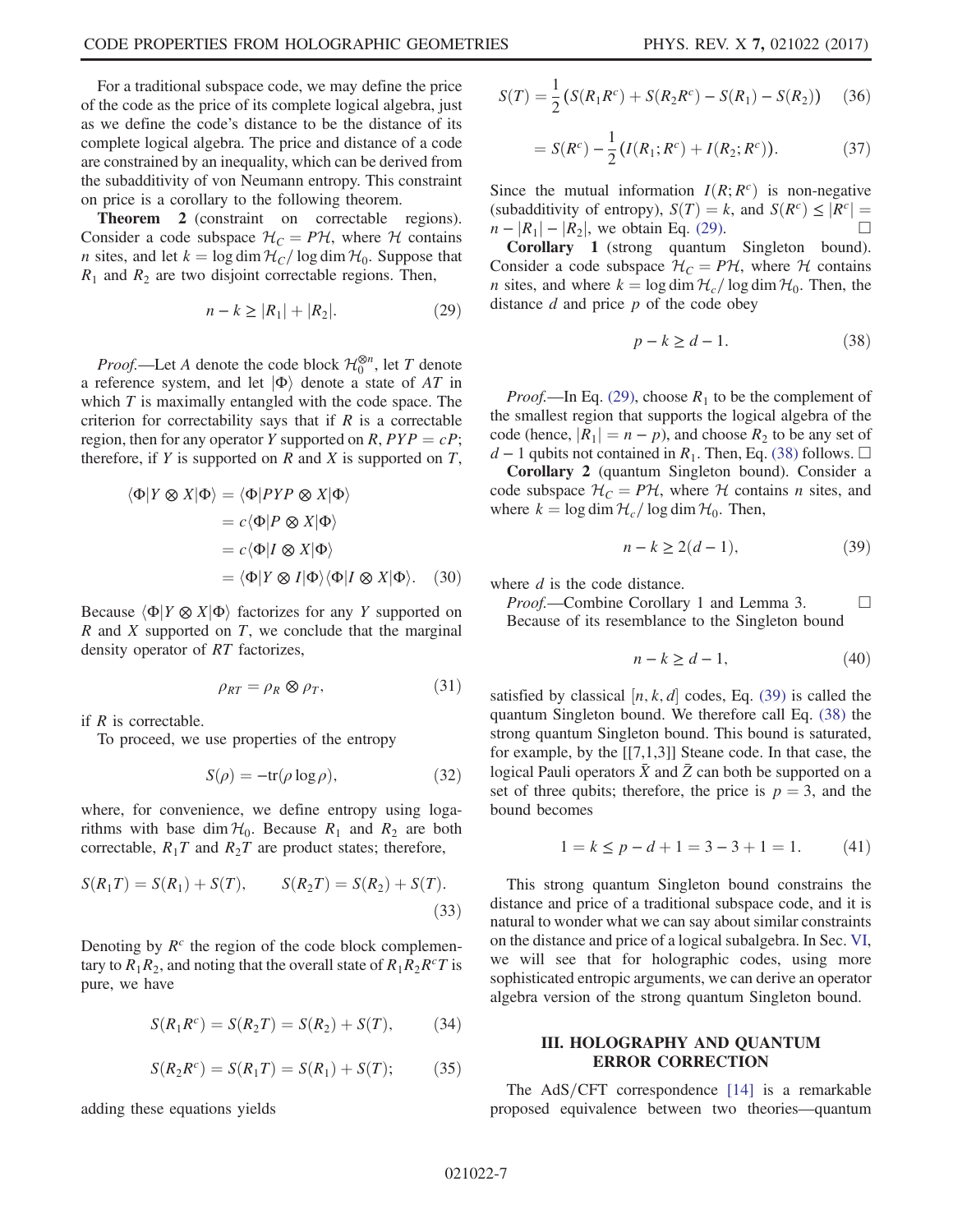For a traditional subspace code, we may define the price of the code as the price of its complete logical algebra, just as we define the code's distance to be the distance of its complete logical algebra. The price and distance of a code are constrained by an inequality, which can be derived from the subadditivity of von Neumann entropy. This constraint on price is a corollary to the following theorem.

**Theorem 2** (constraint on correctable regions). Consider a code subspace $\mathcal{H}_C = P\mathcal{H}$, where $\mathcal{H}$ contains $n$ sites, and let $k = \log \dim \mathcal{H}_C / \log \dim \mathcal{H}_0$. Suppose that $R_1$ and $R_2$ are two disjoint correctable regions. Then,

$$n - k \geq |R_1| + |R_2|. \tag{29}$$

*Proof.*—Let $A$ denote the code block $\mathcal{H}_0^{\otimes n}$, let $T$ denote a reference system, and let $|\Phi\rangle$ denote a state of $AT$ in which $T$ is maximally entangled with the code space. The criterion for correctability says that if $R$ is a correctable region, then for any operator $Y$ supported on $R$, $PYP = cP$; therefore, if $Y$ is supported on $R$ and $X$ is supported on $T$,

$$\begin{aligned}
\langle \Phi | Y \otimes X | \Phi \rangle &= \langle \Phi | PYP \otimes X | \Phi \rangle \\
&= c \langle \Phi | P \otimes X | \Phi \rangle \\
&= c \langle \Phi | I \otimes X | \Phi \rangle \\
&= \langle \Phi | Y \otimes I | \Phi \rangle \langle \Phi | I \otimes X | \Phi \rangle.
\end{aligned} \tag{30}$$

Because $\langle \Phi | Y \otimes X | \Phi \rangle$ factorizes for any $Y$ supported on $R$ and $X$ supported on $T$, we conclude that the marginal density operator of $RT$ factorizes,

$$\rho_{RT} = \rho_R \otimes \rho_T, \tag{31}$$

if $R$ is correctable.

To proceed, we use properties of the entropy

$$S(\rho) = -\mathrm{tr}(\rho \log \rho), \tag{32}$$

where, for convenience, we define entropy using logarithms with base $\dim \mathcal{H}_0$. Because $R_1$ and $R_2$ are both correctable, $R_1 T$ and $R_2 T$ are product states; therefore,

$$S(R_1 T) = S(R_1) + S(T), \qquad S(R_2 T) = S(R_2) + S(T). \tag{33}$$

Denoting by $R^c$ the region of the code block complementary to $R_1 R_2$, and noting that the overall state of $R_1 R_2 R^c T$ is pure, we have

$$S(R_1 R^c) = S(R_2 T) = S(R_2) + S(T), \tag{34}$$

$$S(R_2 R^c) = S(R_1 T) = S(R_1) + S(T); \tag{35}$$

adding these equations yields

$$S(T) = \frac{1}{2}\left(S(R_1 R^c) + S(R_2 R^c) - S(R_1) - S(R_2)\right) \tag{36}$$

$$= S(R^c) - \frac{1}{2}\left(I(R_1; R^c) + I(R_2; R^c)\right). \tag{37}$$

Since the mutual information $I(R; R^c)$ is non-negative (subadditivity of entropy), $S(T) = k$, and $S(R^c) \leq |R^c| = n - |R_1| - |R_2|$, we obtain Eq. (29). □

**Corollary 1** (strong quantum Singleton bound). Consider a code subspace $\mathcal{H}_C = P\mathcal{H}$, where $\mathcal{H}$ contains $n$ sites, and where $k = \log \dim \mathcal{H}_c / \log \dim \mathcal{H}_0$. Then, the distance $d$ and price $p$ of the code obey

$$p - k \geq d - 1. \tag{38}$$

*Proof.*—In Eq. (29), choose $R_1$ to be the complement of the smallest region that supports the logical algebra of the code (hence, $|R_1| = n - p$), and choose $R_2$ to be any set of $d - 1$ qubits not contained in $R_1$. Then, Eq. (38) follows. □

**Corollary 2** (quantum Singleton bound). Consider a code subspace $\mathcal{H}_C = P\mathcal{H}$, where $\mathcal{H}$ contains $n$ sites, and where $k = \log \dim \mathcal{H}_c / \log \dim \mathcal{H}_0$. Then,

$$n - k \geq 2(d - 1), \tag{39}$$

where $d$ is the code distance.

*Proof.*—Combine Corollary 1 and Lemma 3. □

Because of its resemblance to the Singleton bound

$$n - k \geq d - 1, \tag{40}$$

satisfied by classical $[n, k, d]$ codes, Eq. (39) is called the quantum Singleton bound. We therefore call Eq. (38) the strong quantum Singleton bound. This bound is saturated, for example, by the [[7,1,3]] Steane code. In that case, the logical Pauli operators $\bar{X}$ and $\bar{Z}$ can both be supported on a set of three qubits; therefore, the price is $p = 3$, and the bound becomes

$$1 = k \leq p - d + 1 = 3 - 3 + 1 = 1. \tag{41}$$

This strong quantum Singleton bound constrains the distance and price of a traditional subspace code, and it is natural to wonder what we can say about similar constraints on the distance and price of a logical subalgebra. In Sec. VI, we will see that for holographic codes, using more sophisticated entropic arguments, we can derive an operator algebra version of the strong quantum Singleton bound.

## III. HOLOGRAPHY AND QUANTUM ERROR CORRECTION

The AdS/CFT correspondence [14] is a remarkable proposed equivalence between two theories—quantum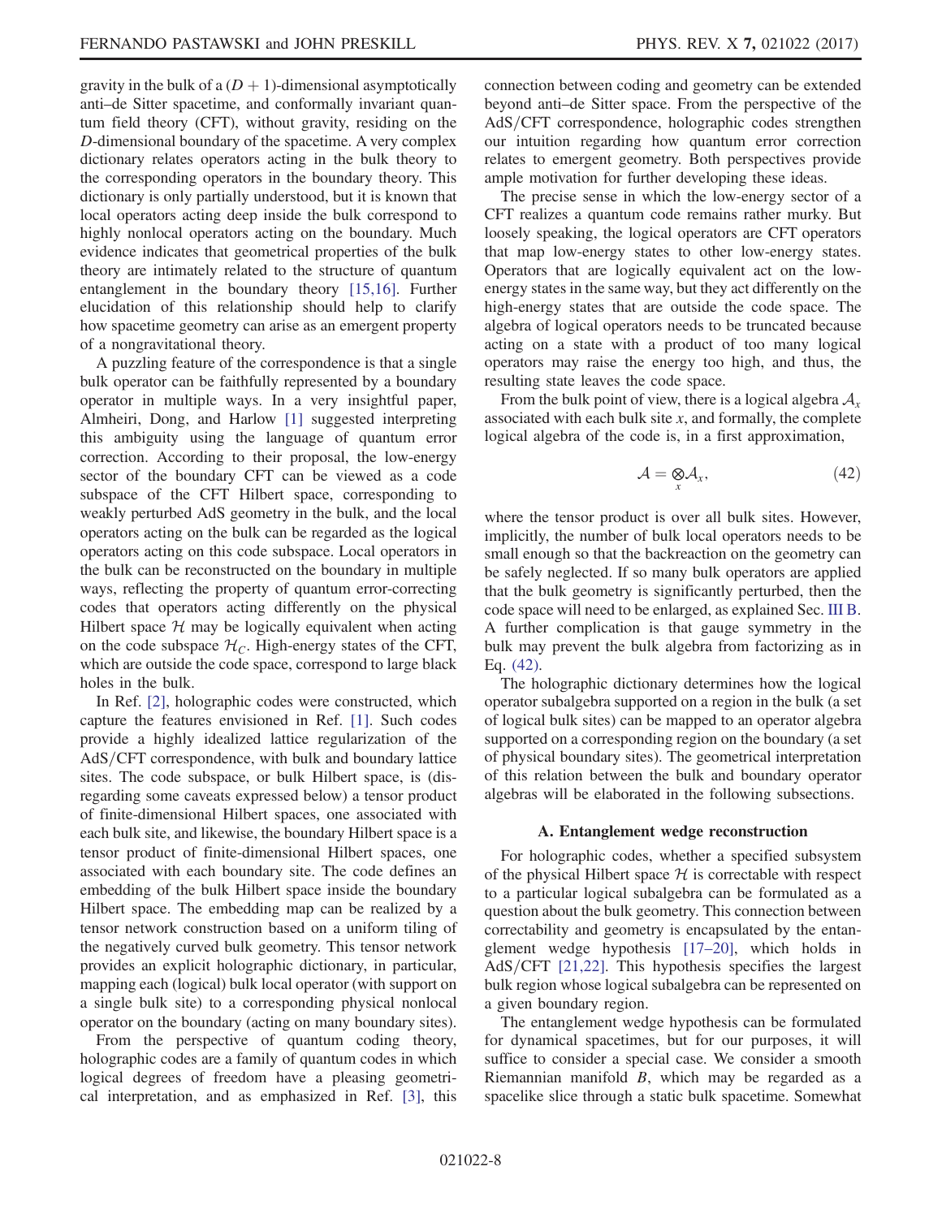gravity in the bulk of a $(D+1)$-dimensional asymptotically anti–de Sitter spacetime, and conformally invariant quantum field theory (CFT), without gravity, residing on the $D$-dimensional boundary of the spacetime. A very complex dictionary relates operators acting in the bulk theory to the corresponding operators in the boundary theory. This dictionary is only partially understood, but it is known that local operators acting deep inside the bulk correspond to highly nonlocal operators acting on the boundary. Much evidence indicates that geometrical properties of the bulk theory are intimately related to the structure of quantum entanglement in the boundary theory [15,16]. Further elucidation of this relationship should help to clarify how spacetime geometry can arise as an emergent property of a nongravitational theory.

A puzzling feature of the correspondence is that a single bulk operator can be faithfully represented by a boundary operator in multiple ways. In a very insightful paper, Almheiri, Dong, and Harlow [1] suggested interpreting this ambiguity using the language of quantum error correction. According to their proposal, the low-energy sector of the boundary CFT can be viewed as a code subspace of the CFT Hilbert space, corresponding to weakly perturbed AdS geometry in the bulk, and the local operators acting on the bulk can be regarded as the logical operators acting on this code subspace. Local operators in the bulk can be reconstructed on the boundary in multiple ways, reflecting the property of quantum error-correcting codes that operators acting differently on the physical Hilbert space $\mathcal{H}$ may be logically equivalent when acting on the code subspace $\mathcal{H}_C$. High-energy states of the CFT, which are outside the code space, correspond to large black holes in the bulk.

In Ref. [2], holographic codes were constructed, which capture the features envisioned in Ref. [1]. Such codes provide a highly idealized lattice regularization of the AdS/CFT correspondence, with bulk and boundary lattice sites. The code subspace, or bulk Hilbert space, is (disregarding some caveats expressed below) a tensor product of finite-dimensional Hilbert spaces, one associated with each bulk site, and likewise, the boundary Hilbert space is a tensor product of finite-dimensional Hilbert spaces, one associated with each boundary site. The code defines an embedding of the bulk Hilbert space inside the boundary Hilbert space. The embedding map can be realized by a tensor network construction based on a uniform tiling of the negatively curved bulk geometry. This tensor network provides an explicit holographic dictionary, in particular, mapping each (logical) bulk local operator (with support on a single bulk site) to a corresponding physical nonlocal operator on the boundary (acting on many boundary sites).

From the perspective of quantum coding theory, holographic codes are a family of quantum codes in which logical degrees of freedom have a pleasing geometrical interpretation, and as emphasized in Ref. [3], this connection between coding and geometry can be extended beyond anti–de Sitter space. From the perspective of the AdS/CFT correspondence, holographic codes strengthen our intuition regarding how quantum error correction relates to emergent geometry. Both perspectives provide ample motivation for further developing these ideas.

The precise sense in which the low-energy sector of a CFT realizes a quantum code remains rather murky. But loosely speaking, the logical operators are CFT operators that map low-energy states to other low-energy states. Operators that are logically equivalent act on the low-energy states in the same way, but they act differently on the high-energy states that are outside the code space. The algebra of logical operators needs to be truncated because acting on a state with a product of too many logical operators may raise the energy too high, and thus, the resulting state leaves the code space.

From the bulk point of view, there is a logical algebra $\mathcal{A}_x$ associated with each bulk site $x$, and formally, the complete logical algebra of the code is, in a first approximation,

$$\mathcal{A} = \bigotimes_x \mathcal{A}_x, \tag{42}$$

where the tensor product is over all bulk sites. However, implicitly, the number of bulk local operators needs to be small enough so that the backreaction on the geometry can be safely neglected. If so many bulk operators are applied that the bulk geometry is significantly perturbed, then the code space will need to be enlarged, as explained Sec. III B. A further complication is that gauge symmetry in the bulk may prevent the bulk algebra from factorizing as in Eq. (42).

The holographic dictionary determines how the logical operator subalgebra supported on a region in the bulk (a set of logical bulk sites) can be mapped to an operator algebra supported on a corresponding region on the boundary (a set of physical boundary sites). The geometrical interpretation of this relation between the bulk and boundary operator algebras will be elaborated in the following subsections.

### A. Entanglement wedge reconstruction

For holographic codes, whether a specified subsystem of the physical Hilbert space $\mathcal{H}$ is correctable with respect to a particular logical subalgebra can be formulated as a question about the bulk geometry. This connection between correctability and geometry is encapsulated by the entanglement wedge hypothesis [17–20], which holds in AdS/CFT [21,22]. This hypothesis specifies the largest bulk region whose logical subalgebra can be represented on a given boundary region.

The entanglement wedge hypothesis can be formulated for dynamical spacetimes, but for our purposes, it will suffice to consider a special case. We consider a smooth Riemannian manifold $B$, which may be regarded as a spacelike slice through a static bulk spacetime. Somewhat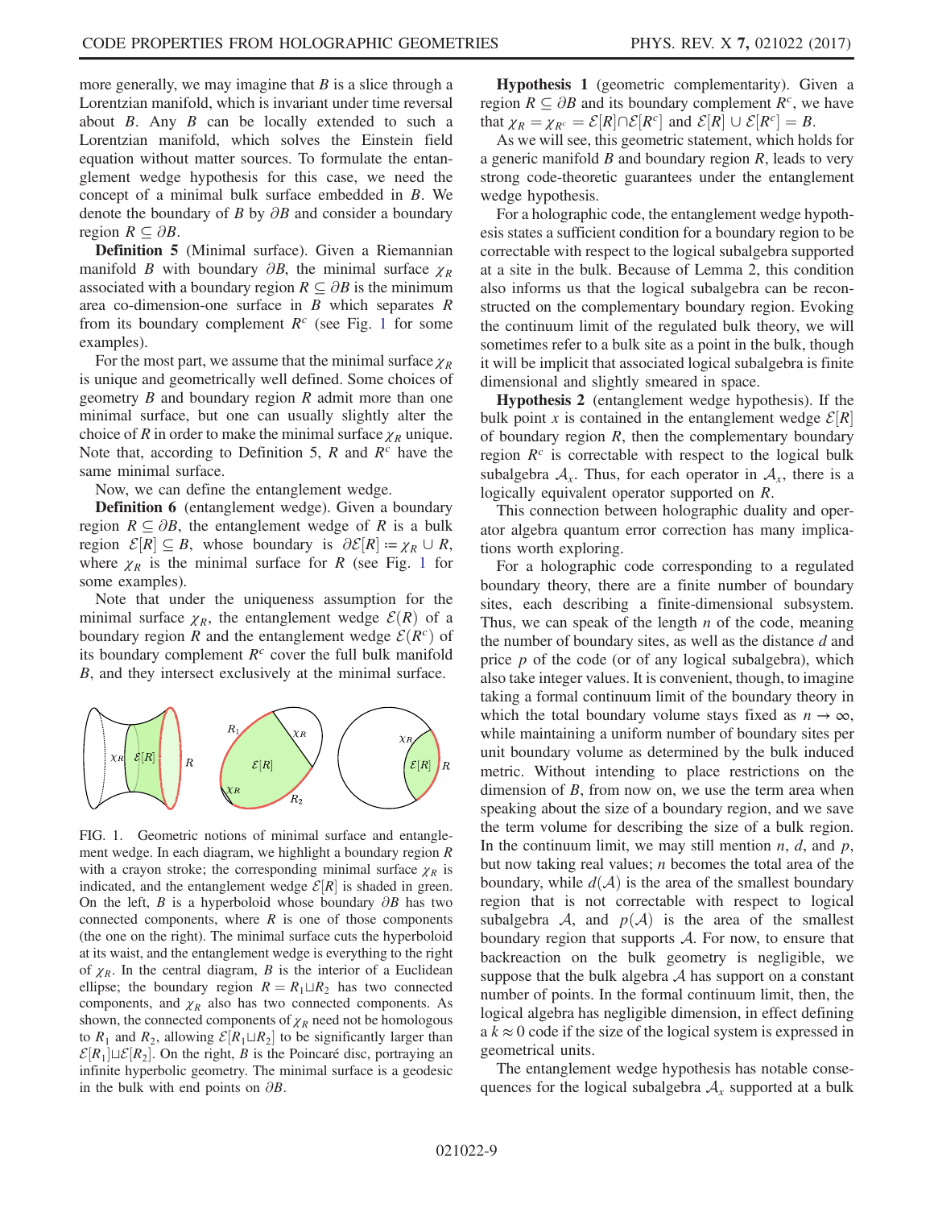more generally, we may imagine that $B$ is a slice through a Lorentzian manifold, which is invariant under time reversal about $B$. Any $B$ can be locally extended to such a Lorentzian manifold, which solves the Einstein field equation without matter sources. To formulate the entanglement wedge hypothesis for this case, we need the concept of a minimal bulk surface embedded in $B$. We denote the boundary of $B$ by $\partial B$ and consider a boundary region $R \subseteq \partial B$.

**Definition 5** (Minimal surface). Given a Riemannian manifold $B$ with boundary $\partial B$, the minimal surface $\chi_R$ associated with a boundary region $R \subseteq \partial B$ is the minimum area co-dimension-one surface in $B$ which separates $R$ from its boundary complement $R^c$ (see Fig. 1 for some examples).

For the most part, we assume that the minimal surface $\chi_R$ is unique and geometrically well defined. Some choices of geometry $B$ and boundary region $R$ admit more than one minimal surface, but one can usually slightly alter the choice of $R$ in order to make the minimal surface $\chi_R$ unique. Note that, according to Definition 5, $R$ and $R^c$ have the same minimal surface.

Now, we can define the entanglement wedge.

**Definition 6** (entanglement wedge). Given a boundary region $R \subseteq \partial B$, the entanglement wedge of $R$ is a bulk region $\mathcal{E}[R] \subseteq B$, whose boundary is $\partial\mathcal{E}[R] \coloneqq \chi_R \cup R$, where $\chi_R$ is the minimal surface for $R$ (see Fig. 1 for some examples).

Note that under the uniqueness assumption for the minimal surface $\chi_R$, the entanglement wedge $\mathcal{E}(R)$ of a boundary region $R$ and the entanglement wedge $\mathcal{E}(R^c)$ of its boundary complement $R^c$ cover the full bulk manifold $B$, and they intersect exclusively at the minimal surface.

FIG. 1. Geometric notions of minimal surface and entanglement wedge. In each diagram, we highlight a boundary region $R$ with a crayon stroke; the corresponding minimal surface $\chi_R$ is indicated, and the entanglement wedge $\mathcal{E}[R]$ is shaded in green. On the left, $B$ is a hyperboloid whose boundary $\partial B$ has two connected components, where $R$ is one of those components (the one on the right). The minimal surface cuts the hyperboloid at its waist, and the entanglement wedge is everything to the right of $\chi_R$. In the central diagram, $B$ is the interior of a Euclidean ellipse; the boundary region $R = R_1 \sqcup R_2$ has two connected components, and $\chi_R$ also has two connected components. As shown, the connected components of $\chi_R$ need not be homologous to $R_1$ and $R_2$, allowing $\mathcal{E}[R_1 \sqcup R_2]$ to be significantly larger than $\mathcal{E}[R_1] \sqcup \mathcal{E}[R_2]$. On the right, $B$ is the Poincaré disc, portraying an infinite hyperbolic geometry. The minimal surface is a geodesic in the bulk with end points on $\partial B$.

**Hypothesis 1** (geometric complementarity). Given a region $R \subseteq \partial B$ and its boundary complement $R^c$, we have that $\chi_R = \chi_{R^c} = \mathcal{E}[R] \cap \mathcal{E}[R^c]$ and $\mathcal{E}[R] \cup \mathcal{E}[R^c] = B$.

As we will see, this geometric statement, which holds for a generic manifold $B$ and boundary region $R$, leads to very strong code-theoretic guarantees under the entanglement wedge hypothesis.

For a holographic code, the entanglement wedge hypothesis states a sufficient condition for a boundary region to be correctable with respect to the logical subalgebra supported at a site in the bulk. Because of Lemma 2, this condition also informs us that the logical subalgebra can be reconstructed on the complementary boundary region. Evoking the continuum limit of the regulated bulk theory, we will sometimes refer to a bulk site as a point in the bulk, though it will be implicit that associated logical subalgebra is finite dimensional and slightly smeared in space.

**Hypothesis 2** (entanglement wedge hypothesis). If the bulk point $x$ is contained in the entanglement wedge $\mathcal{E}[R]$ of boundary region $R$, then the complementary boundary region $R^c$ is correctable with respect to the logical bulk subalgebra $\mathcal{A}_x$. Thus, for each operator in $\mathcal{A}_x$, there is a logically equivalent operator supported on $R$.

This connection between holographic duality and operator algebra quantum error correction has many implications worth exploring.

For a holographic code corresponding to a regulated boundary theory, there are a finite number of boundary sites, each describing a finite-dimensional subsystem. Thus, we can speak of the length $n$ of the code, meaning the number of boundary sites, as well as the distance $d$ and price $p$ of the code (or of any logical subalgebra), which also take integer values. It is convenient, though, to imagine taking a formal continuum limit of the boundary theory in which the total boundary volume stays fixed as $n \to \infty$, while maintaining a uniform number of boundary sites per unit boundary volume as determined by the bulk induced metric. Without intending to place restrictions on the dimension of $B$, from now on, we use the term area when speaking about the size of a boundary region, and we save the term volume for describing the size of a bulk region. In the continuum limit, we may still mention $n$, $d$, and $p$, but now taking real values; $n$ becomes the total area of the boundary, while $d(\mathcal{A})$ is the area of the smallest boundary region that is not correctable with respect to logical subalgebra $\mathcal{A}$, and $p(\mathcal{A})$ is the area of the smallest boundary region that supports $\mathcal{A}$. For now, to ensure that backreaction on the bulk geometry is negligible, we suppose that the bulk algebra $\mathcal{A}$ has support on a constant number of points. In the formal continuum limit, then, the logical algebra has negligible dimension, in effect defining a $k \approx 0$ code if the size of the logical system is expressed in geometrical units.

The entanglement wedge hypothesis has notable consequences for the logical subalgebra $\mathcal{A}_x$ supported at a bulk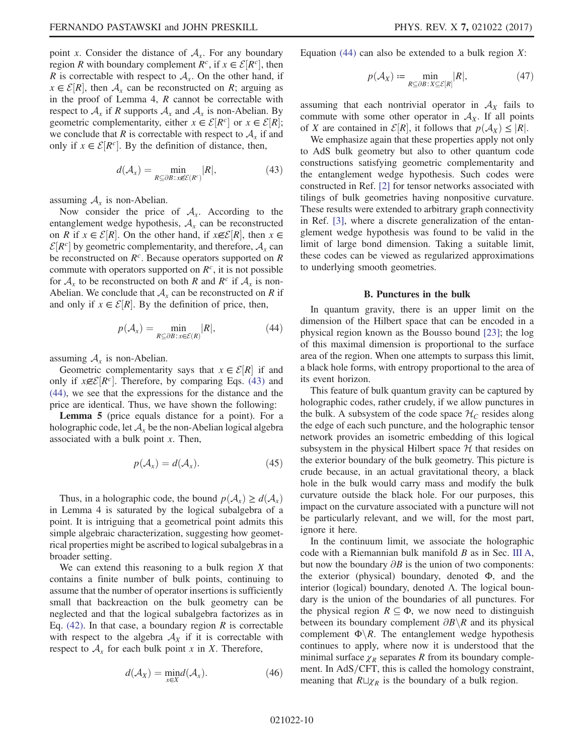point $x$. Consider the distance of $\mathcal{A}_x$. For any boundary region $R$ with boundary complement $R^c$, if $x \in \mathcal{E}[R^c]$, then $R$ is correctable with respect to $\mathcal{A}_x$. On the other hand, if $x \in \mathcal{E}[R]$, then $\mathcal{A}_x$ can be reconstructed on $R$; arguing as in the proof of Lemma 4, $R$ cannot be correctable with respect to $\mathcal{A}_x$ if $R$ supports $\mathcal{A}_x$ and $\mathcal{A}_x$ is non-Abelian. By geometric complementarity, either $x \in \mathcal{E}[R^c]$ or $x \in \mathcal{E}[R]$; we conclude that $R$ is correctable with respect to $\mathcal{A}_x$ if and only if $x \in \mathcal{E}[R^c]$. By the definition of distance, then,

$$d(\mathcal{A}_x) = \min_{R\subseteq \partial B : x \notin \mathcal{E}(R^c)} |R|, \tag{43}$$

assuming $\mathcal{A}_x$ is non-Abelian.

Now consider the price of $\mathcal{A}_x$. According to the entanglement wedge hypothesis, $\mathcal{A}_x$ can be reconstructed on $R$ if $x \in \mathcal{E}[R]$. On the other hand, if $x \notin \mathcal{E}[R]$, then $x \in \mathcal{E}[R^c]$ by geometric complementarity, and therefore, $\mathcal{A}_x$ can be reconstructed on $R^c$. Because operators supported on $R$ commute with operators supported on $R^c$, it is not possible for $\mathcal{A}_x$ to be reconstructed on both $R$ and $R^c$ if $\mathcal{A}_x$ is non-Abelian. We conclude that $\mathcal{A}_x$ can be reconstructed on $R$ if and only if $x \in \mathcal{E}[R]$. By the definition of price, then,

$$p(\mathcal{A}_x) = \min_{R\subseteq \partial B : x \in \mathcal{E}(R)} |R|, \tag{44}$$

assuming $\mathcal{A}_x$ is non-Abelian.

Geometric complementarity says that $x \in \mathcal{E}[R]$ if and only if $x \notin \mathcal{E}[R^c]$. Therefore, by comparing Eqs. (43) and (44), we see that the expressions for the distance and the price are identical. Thus, we have shown the following:

**Lemma 5** (price equals distance for a point). For a holographic code, let $\mathcal{A}_x$ be the non-Abelian logical algebra associated with a bulk point $x$. Then,

$$p(\mathcal{A}_x) = d(\mathcal{A}_x). \tag{45}$$

Thus, in a holographic code, the bound $p(\mathcal{A}_x) \geq d(\mathcal{A}_x)$ in Lemma 4 is saturated by the logical subalgebra of a point. It is intriguing that a geometrical point admits this simple algebraic characterization, suggesting how geometrical properties might be ascribed to logical subalgebras in a broader setting.

We can extend this reasoning to a bulk region $X$ that contains a finite number of bulk points, continuing to assume that the number of operator insertions is sufficiently small that backreaction on the bulk geometry can be neglected and that the logical subalgebra factorizes as in Eq. (42). In that case, a boundary region $R$ is correctable with respect to the algebra $\mathcal{A}_X$ if it is correctable with respect to $\mathcal{A}_x$ for each bulk point $x$ in $X$. Therefore,

$$d(\mathcal{A}_X) = \min_{x\in X} d(\mathcal{A}_x). \tag{46}$$

Equation (44) can also be extended to a bulk region $X$:

$$p(\mathcal{A}_X) \coloneqq \min_{R\subseteq \partial B : X \subseteq \mathcal{E}[R]} |R|, \tag{47}$$

assuming that each nontrivial operator in $\mathcal{A}_X$ fails to commute with some other operator in $\mathcal{A}_X$. If all points of $X$ are contained in $\mathcal{E}[R]$, it follows that $p(\mathcal{A}_X) \leq |R|$.

We emphasize again that these properties apply not only to AdS bulk geometry but also to other quantum code constructions satisfying geometric complementarity and the entanglement wedge hypothesis. Such codes were constructed in Ref. [2] for tensor networks associated with tilings of bulk geometries having nonpositive curvature. These results were extended to arbitrary graph connectivity in Ref. [3], where a discrete generalization of the entanglement wedge hypothesis was found to be valid in the limit of large bond dimension. Taking a suitable limit, these codes can be viewed as regularized approximations to underlying smooth geometries.

### B. Punctures in the bulk

In quantum gravity, there is an upper limit on the dimension of the Hilbert space that can be encoded in a physical region known as the Bousso bound [23]; the log of this maximal dimension is proportional to the surface area of the region. When one attempts to surpass this limit, a black hole forms, with entropy proportional to the area of its event horizon.

This feature of bulk quantum gravity can be captured by holographic codes, rather crudely, if we allow punctures in the bulk. A subsystem of the code space $\mathcal{H}_C$ resides along the edge of each such puncture, and the holographic tensor network provides an isometric embedding of this logical subsystem in the physical Hilbert space $\mathcal{H}$ that resides on the exterior boundary of the bulk geometry. This picture is crude because, in an actual gravitational theory, a black hole in the bulk would carry mass and modify the bulk curvature outside the black hole. For our purposes, this impact on the curvature associated with a puncture will not be particularly relevant, and we will, for the most part, ignore it here.

In the continuum limit, we associate the holographic code with a Riemannian bulk manifold $B$ as in Sec. III A, but now the boundary $\partial B$ is the union of two components: the exterior (physical) boundary, denoted $\Phi$, and the interior (logical) boundary, denoted $\Lambda$. The logical boundary is the union of the boundaries of all punctures. For the physical region $R \subseteq \Phi$, we now need to distinguish between its boundary complement $\partial B \backslash R$ and its physical complement $\Phi \backslash R$. The entanglement wedge hypothesis continues to apply, where now it is understood that the minimal surface $\chi_R$ separates $R$ from its boundary complement. In AdS/CFT, this is called the homology constraint, meaning that $R \sqcup \chi_R$ is the boundary of a bulk region.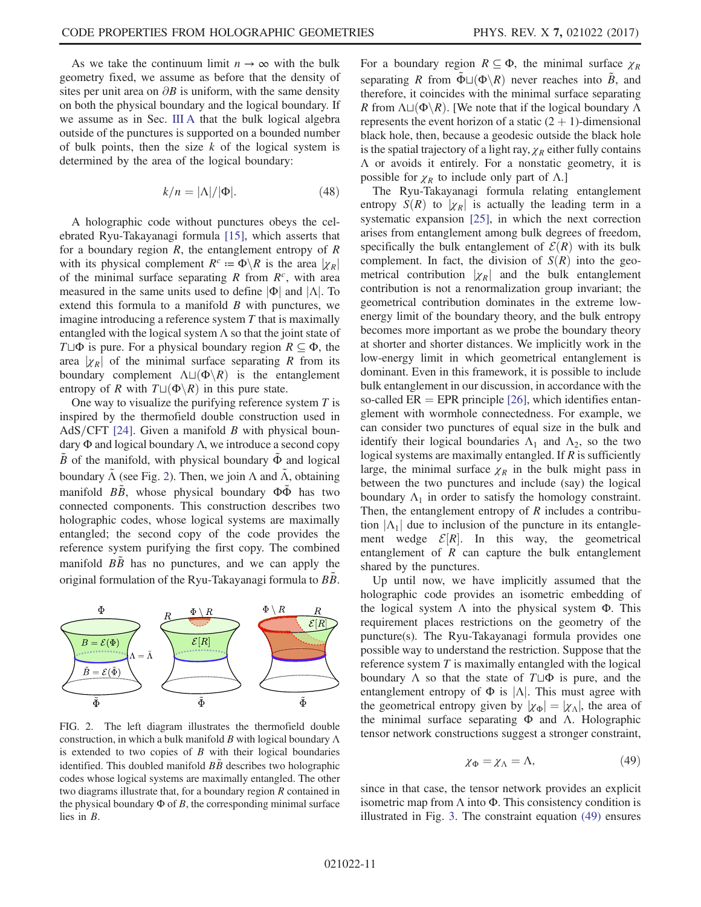As we take the continuum limit $n \to \infty$ with the bulk geometry fixed, we assume as before that the density of sites per unit area on $\partial B$ is uniform, with the same density on both the physical boundary and the logical boundary. If we assume as in Sec. III A that the bulk logical algebra outside of the punctures is supported on a bounded number of bulk points, then the size $k$ of the logical system is determined by the area of the logical boundary:

$$k/n = |\Lambda|/|\Phi|. \tag{48}$$

A holographic code without punctures obeys the celebrated Ryu-Takayanagi formula [15], which asserts that for a boundary region $R$, the entanglement entropy of $R$ with its physical complement $R^c \coloneqq \Phi \backslash R$ is the area $|\chi_R|$ of the minimal surface separating $R$ from $R^c$, with area measured in the same units used to define $|\Phi|$ and $|\Lambda|$. To extend this formula to a manifold $B$ with punctures, we imagine introducing a reference system $T$ that is maximally entangled with the logical system $\Lambda$ so that the joint state of $T \sqcup \Phi$ is pure. For a physical boundary region $R \subseteq \Phi$, the area $|\chi_R|$ of the minimal surface separating $R$ from its boundary complement $\Lambda \sqcup (\Phi \backslash R)$ is the entanglement entropy of $R$ with $T \sqcup (\Phi \backslash R)$ in this pure state.

One way to visualize the purifying reference system $T$ is inspired by the thermofield double construction used in AdS/CFT [24]. Given a manifold $B$ with physical boundary $\Phi$ and logical boundary $\Lambda$, we introduce a second copy $\tilde{B}$ of the manifold, with physical boundary $\tilde{\Phi}$ and logical boundary $\tilde{\Lambda}$ (see Fig. 2). Then, we join $\Lambda$ and $\tilde{\Lambda}$, obtaining manifold $B\tilde{B}$, whose physical boundary $\Phi\tilde{\Phi}$ has two connected components. This construction describes two holographic codes, whose logical systems are maximally entangled; the second copy of the code provides the reference system purifying the first copy. The combined manifold $B\tilde{B}$ has no punctures, and we can apply the original formulation of the Ryu-Takayanagi formula to $B\tilde{B}$.

FIG. 2. The left diagram illustrates the thermofield double construction, in which a bulk manifold $B$ with logical boundary $\Lambda$ is extended to two copies of $B$ with their logical boundaries identified. This doubled manifold $B\tilde{B}$ describes two holographic codes whose logical systems are maximally entangled. The other two diagrams illustrate that, for a boundary region $R$ contained in the physical boundary $\Phi$ of $B$, the corresponding minimal surface lies in $B$.

For a boundary region $R \subseteq \Phi$, the minimal surface $\chi_R$ separating $R$ from $\tilde{\Phi} \sqcup (\Phi \backslash R)$ never reaches into $\tilde{B}$, and therefore, it coincides with the minimal surface separating $R$ from $\Lambda \sqcup (\Phi \backslash R)$. [We note that if the logical boundary $\Lambda$ represents the event horizon of a static $(2+1)$-dimensional black hole, then, because a geodesic outside the black hole is the spatial trajectory of a light ray, $\chi_R$ either fully contains $\Lambda$ or avoids it entirely. For a nonstatic geometry, it is possible for $\chi_R$ to include only part of $\Lambda$.]

The Ryu-Takayanagi formula relating entanglement entropy $S(R)$ to $|\chi_R|$ is actually the leading term in a systematic expansion [25], in which the next correction arises from entanglement among bulk degrees of freedom, specifically the bulk entanglement of $\mathcal{E}(R)$ with its bulk complement. In fact, the division of $S(R)$ into the geometrical contribution $|\chi_R|$ and the bulk entanglement contribution is not a renormalization group invariant; the geometrical contribution dominates in the extreme low-energy limit of the boundary theory, and the bulk entropy becomes more important as we probe the boundary theory at shorter and shorter distances. We implicitly work in the low-energy limit in which geometrical entanglement is dominant. Even in this framework, it is possible to include bulk entanglement in our discussion, in accordance with the so-called ER = EPR principle [26], which identifies entanglement with wormhole connectedness. For example, we can consider two punctures of equal size in the bulk and identify their logical boundaries $\Lambda_1$ and $\Lambda_2$, so the two logical systems are maximally entangled. If $R$ is sufficiently large, the minimal surface $\chi_R$ in the bulk might pass in between the two punctures and include (say) the logical boundary $\Lambda_1$ in order to satisfy the homology constraint. Then, the entanglement entropy of $R$ includes a contribution $|\Lambda_1|$ due to inclusion of the puncture in its entanglement wedge $\mathcal{E}[R]$. In this way, the geometrical entanglement of $R$ can capture the bulk entanglement shared by the punctures.

Up until now, we have implicitly assumed that the holographic code provides an isometric embedding of the logical system $\Lambda$ into the physical system $\Phi$. This requirement places restrictions on the geometry of the puncture(s). The Ryu-Takayanagi formula provides one possible way to understand the restriction. Suppose that the reference system $T$ is maximally entangled with the logical boundary $\Lambda$ so that the state of $T \sqcup \Phi$ is pure, and the entanglement entropy of $\Phi$ is $|\Lambda|$. This must agree with the geometrical entropy given by $|\chi_\Phi| = |\chi_\Lambda|$, the area of the minimal surface separating $\Phi$ and $\Lambda$. Holographic tensor network constructions suggest a stronger constraint,

$$\chi_\Phi = \chi_\Lambda = \Lambda, \tag{49}$$

since in that case, the tensor network provides an explicit isometric map from $\Lambda$ into $\Phi$. This consistency condition is illustrated in Fig. 3. The constraint equation (49) ensures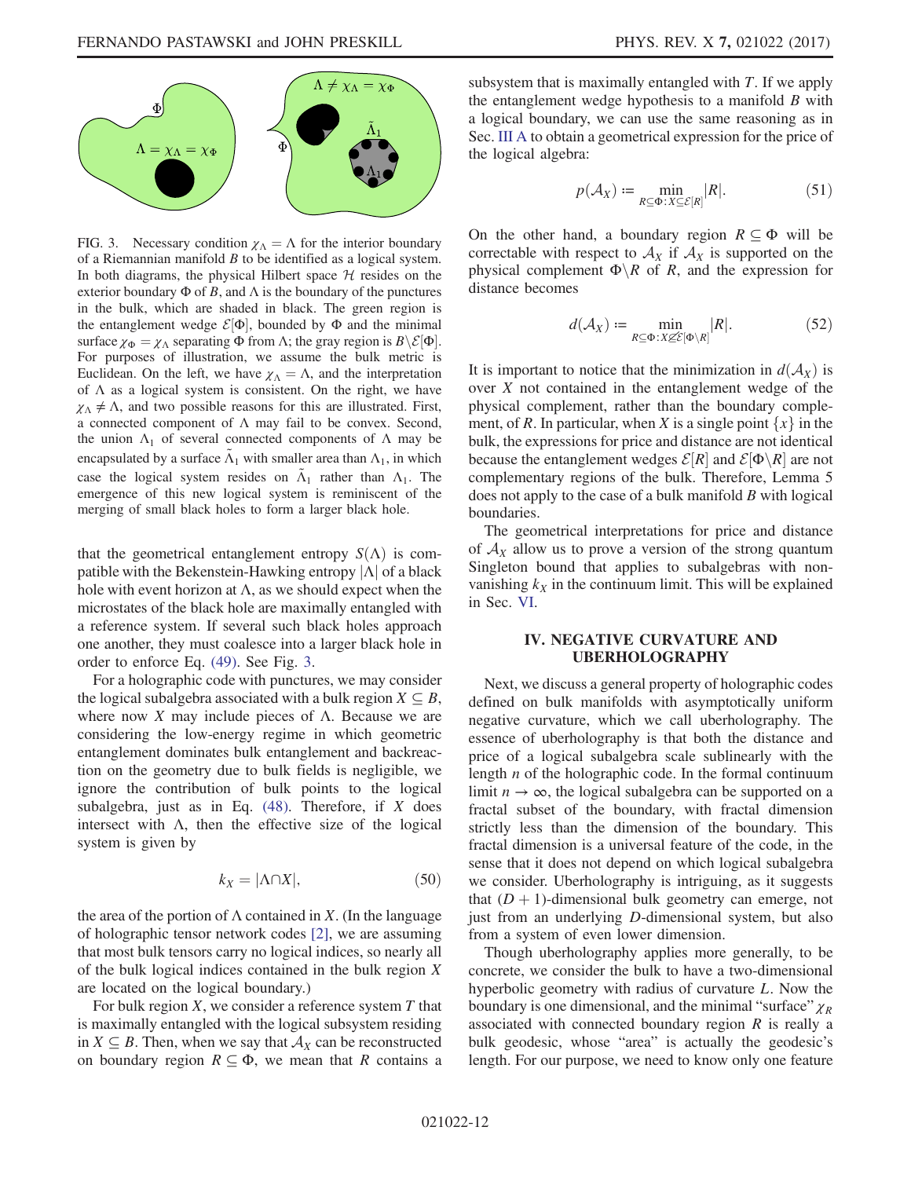FIG. 3. Necessary condition $\chi_\Lambda = \Lambda$ for the interior boundary of a Riemannian manifold $B$ to be identified as a logical system. In both diagrams, the physical Hilbert space $\mathcal{H}$ resides on the exterior boundary $\Phi$ of $B$, and $\Lambda$ is the boundary of the punctures in the bulk, which are shaded in black. The green region is the entanglement wedge $\mathcal{E}[\Phi]$, bounded by $\Phi$ and the minimal surface $\chi_\Phi = \chi_\Lambda$ separating $\Phi$ from $\Lambda$; the gray region is $B\backslash\mathcal{E}[\Phi]$. For purposes of illustration, we assume the bulk metric is Euclidean. On the left, we have $\chi_\Lambda = \Lambda$, and the interpretation of $\Lambda$ as a logical system is consistent. On the right, we have $\chi_\Lambda \neq \Lambda$, and two possible reasons for this are illustrated. First, a connected component of $\Lambda$ may fail to be convex. Second, the union $\Lambda_1$ of several connected components of $\Lambda$ may be encapsulated by a surface $\tilde{\Lambda}_1$ with smaller area than $\Lambda_1$, in which case the logical system resides on $\tilde{\Lambda}_1$ rather than $\Lambda_1$. The emergence of this new logical system is reminiscent of the merging of small black holes to form a larger black hole.

that the geometrical entanglement entropy $S(\Lambda)$ is compatible with the Bekenstein-Hawking entropy $|\Lambda|$ of a black hole with event horizon at $\Lambda$, as we should expect when the microstates of the black hole are maximally entangled with a reference system. If several such black holes approach one another, they must coalesce into a larger black hole in order to enforce Eq. (49). See Fig. 3.

For a holographic code with punctures, we may consider the logical subalgebra associated with a bulk region $X \subseteq B$, where now $X$ may include pieces of $\Lambda$. Because we are considering the low-energy regime in which geometric entanglement dominates bulk entanglement and backreaction on the geometry due to bulk fields is negligible, we ignore the contribution of bulk points to the logical subalgebra, just as in Eq. (48). Therefore, if $X$ does intersect with $\Lambda$, then the effective size of the logical system is given by

$$k_X = |\Lambda \cap X|, \tag{50}$$

the area of the portion of $\Lambda$ contained in $X$. (In the language of holographic tensor network codes [2], we are assuming that most bulk tensors carry no logical indices, so nearly all of the bulk logical indices contained in the bulk region $X$ are located on the logical boundary.)

For bulk region $X$, we consider a reference system $T$ that is maximally entangled with the logical subsystem residing in $X \subseteq B$. Then, when we say that $\mathcal{A}_X$ can be reconstructed on boundary region $R \subseteq \Phi$, we mean that $R$ contains a subsystem that is maximally entangled with $T$. If we apply the entanglement wedge hypothesis to a manifold $B$ with a logical boundary, we can use the same reasoning as in Sec. III A to obtain a geometrical expression for the price of the logical algebra:

$$p(\mathcal{A}_X) \coloneqq \min_{R \subseteq \Phi : X \subseteq \mathcal{E}[R]} |R|. \tag{51}$$

On the other hand, a boundary region $R \subseteq \Phi$ will be correctable with respect to $\mathcal{A}_X$ if $\mathcal{A}_X$ is supported on the physical complement $\Phi \backslash R$ of $R$, and the expression for distance becomes

$$d(\mathcal{A}_X) \coloneqq \min_{R \subseteq \Phi : X \not\subseteq \mathcal{E}[\Phi \backslash R]} |R|. \tag{52}$$

It is important to notice that the minimization in $d(\mathcal{A}_X)$ is over $X$ not contained in the entanglement wedge of the physical complement, rather than the boundary complement, of $R$. In particular, when $X$ is a single point $\{x\}$ in the bulk, the expressions for price and distance are not identical because the entanglement wedges $\mathcal{E}[R]$ and $\mathcal{E}[\Phi \backslash R]$ are not complementary regions of the bulk. Therefore, Lemma 5 does not apply to the case of a bulk manifold $B$ with logical boundaries.

The geometrical interpretations for price and distance of $\mathcal{A}_X$ allow us to prove a version of the strong quantum Singleton bound that applies to subalgebras with nonvanishing $k_X$ in the continuum limit. This will be explained in Sec. VI.

## IV. NEGATIVE CURVATURE AND UBERHOLOGRAPHY

Next, we discuss a general property of holographic codes defined on bulk manifolds with asymptotically uniform negative curvature, which we call uberholography. The essence of uberholography is that both the distance and price of a logical subalgebra scale sublinearly with the length $n$ of the holographic code. In the formal continuum limit $n \to \infty$, the logical subalgebra can be supported on a fractal subset of the boundary, with fractal dimension strictly less than the dimension of the boundary. This fractal dimension is a universal feature of the code, in the sense that it does not depend on which logical subalgebra we consider. Uberholography is intriguing, as it suggests that $(D+1)$-dimensional bulk geometry can emerge, not just from an underlying $D$-dimensional system, but also from a system of even lower dimension.

Though uberholography applies more generally, to be concrete, we consider the bulk to have a two-dimensional hyperbolic geometry with radius of curvature $L$. Now the boundary is one dimensional, and the minimal "surface" $\chi_R$ associated with connected boundary region $R$ is really a bulk geodesic, whose "area" is actually the geodesic's length. For our purpose, we need to know only one feature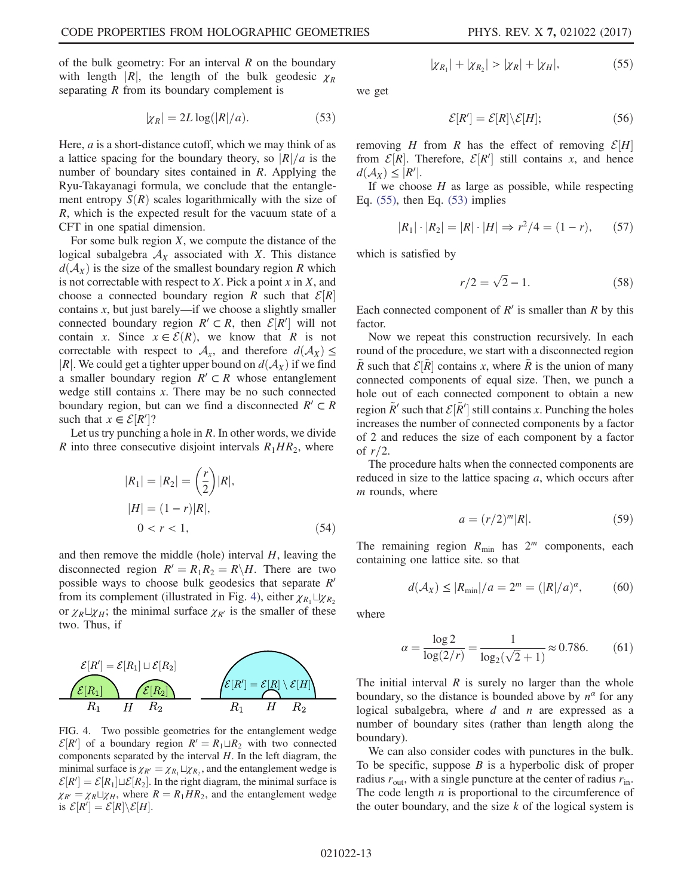of the bulk geometry: For an interval $R$ on the boundary with length $|R|$, the length of the bulk geodesic $\chi_R$ separating $R$ from its boundary complement is

$$|\chi_R| = 2L\log(|R|/a). \tag{53}$$

Here, $a$ is a short-distance cutoff, which we may think of as a lattice spacing for the boundary theory, so $|R|/a$ is the number of boundary sites contained in $R$. Applying the Ryu-Takayanagi formula, we conclude that the entanglement entropy $S(R)$ scales logarithmically with the size of $R$, which is the expected result for the vacuum state of a CFT in one spatial dimension.

For some bulk region $X$, we compute the distance of the logical subalgebra $\mathcal{A}_X$ associated with $X$. This distance $d(\mathcal{A}_X)$ is the size of the smallest boundary region $R$ which is not correctable with respect to $X$. Pick a point $x$ in $X$, and choose a connected boundary region $R$ such that $\mathcal{E}[R]$ contains $x$, but just barely—if we choose a slightly smaller connected boundary region $R' \subset R$, then $\mathcal{E}[R']$ will not contain $x$. Since $x \in \mathcal{E}(R)$, we know that $R$ is not correctable with respect to $\mathcal{A}_x$, and therefore $d(\mathcal{A}_X) \leq |R|$. We could get a tighter upper bound on $d(\mathcal{A}_X)$ if we find a smaller boundary region $R' \subset R$ whose entanglement wedge still contains $x$. There may be no such connected boundary region, but can we find a disconnected $R' \subset R$ such that $x \in \mathcal{E}[R']$?

Let us try punching a hole in $R$. In other words, we divide $R$ into three consecutive disjoint intervals $R_1 H R_2$, where

$$\begin{aligned}
|R_1| &= |R_2| = \left(\frac{r}{2}\right)|R|,\\
|H| &= (1-r)|R|,\\
0 &< r < 1,
\end{aligned} \tag{54}$$

and then remove the middle (hole) interval $H$, leaving the disconnected region $R' = R_1 R_2 = R \backslash H$. There are two possible ways to choose bulk geodesics that separate $R'$ from its complement (illustrated in Fig. 4), either $\chi_{R_1} \sqcup \chi_{R_2}$ or $\chi_R \sqcup \chi_H$; the minimal surface $\chi_{R'}$ is the smaller of these two. Thus, if

FIG. 4. Two possible geometries for the entanglement wedge $\mathcal{E}[R']$ of a boundary region $R' = R_1 \sqcup R_2$ with two connected components separated by the interval $H$. In the left diagram, the minimal surface is $\chi_{R'} = \chi_{R_1} \sqcup \chi_{R_2}$, and the entanglement wedge is $\mathcal{E}[R'] = \mathcal{E}[R_1] \sqcup \mathcal{E}[R_2]$. In the right diagram, the minimal surface is $\chi_{R'} = \chi_R \sqcup \chi_H$, where $R = R_1 H R_2$, and the entanglement wedge is $\mathcal{E}[R'] = \mathcal{E}[R] \backslash \mathcal{E}[H]$.

$$|\chi_{R_1}| + |\chi_{R_2}| > |\chi_R| + |\chi_H|, \tag{55}$$

we get

$$\mathcal{E}[R'] = \mathcal{E}[R] \backslash \mathcal{E}[H]; \tag{56}$$

removing $H$ from $R$ has the effect of removing $\mathcal{E}[H]$ from $\mathcal{E}[R]$. Therefore, $\mathcal{E}[R']$ still contains $x$, and hence $d(\mathcal{A}_X) \leq |R'|$.

If we choose $H$ as large as possible, while respecting Eq. (55), then Eq. (53) implies

$$|R_1| \cdot |R_2| = |R| \cdot |H| \Rightarrow r^2/4 = (1-r), \tag{57}$$

which is satisfied by

$$r/2 = \sqrt{2} - 1. \tag{58}$$

Each connected component of $R'$ is smaller than $R$ by this factor.

Now we repeat this construction recursively. In each round of the procedure, we start with a disconnected region $\tilde{R}$ such that $\mathcal{E}[\tilde{R}]$ contains $x$, where $\tilde{R}$ is the union of many connected components of equal size. Then, we punch a hole out of each connected component to obtain a new region $\tilde{R}'$ such that $\mathcal{E}[\tilde{R}']$ still contains $x$. Punching the holes increases the number of connected components by a factor of 2 and reduces the size of each component by a factor of $r/2$.

The procedure halts when the connected components are reduced in size to the lattice spacing $a$, which occurs after $m$ rounds, where

$$a = (r/2)^m |R|. \tag{59}$$

The remaining region $R_{\min}$ has $2^m$ components, each containing one lattice site. so that

$$d(\mathcal{A}_X) \leq |R_{\min}|/a = 2^m = (|R|/a)^\alpha, \tag{60}$$

where

$$\alpha = \frac{\log 2}{\log(2/r)} = \frac{1}{\log_2(\sqrt{2}+1)} \approx 0.786. \tag{61}$$

The initial interval $R$ is surely no larger than the whole boundary, so the distance is bounded above by $n^\alpha$ for any logical subalgebra, where $d$ and $n$ are expressed as a number of boundary sites (rather than length along the boundary).

We can also consider codes with punctures in the bulk. To be specific, suppose $B$ is a hyperbolic disk of proper radius $r_{\text{out}}$, with a single puncture at the center of radius $r_{\text{in}}$. The code length $n$ is proportional to the circumference of the outer boundary, and the size $k$ of the logical system is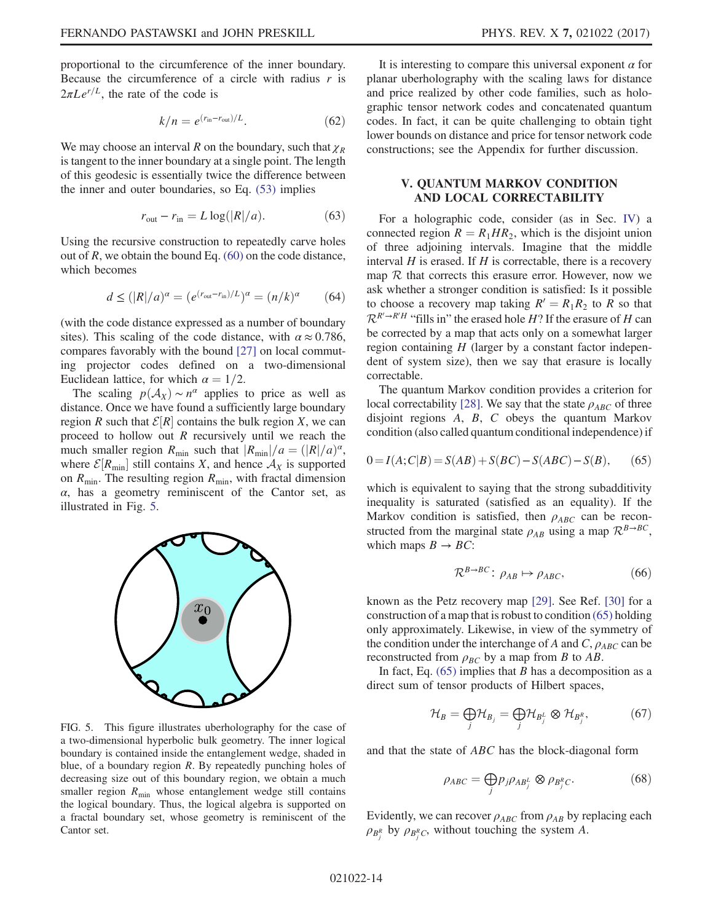proportional to the circumference of the inner boundary. Because the circumference of a circle with radius $r$ is $2\pi L e^{r/L}$, the rate of the code is

$$k/n = e^{(r_{\rm in} - r_{\rm out})/L}. \tag{62}$$

We may choose an interval $R$ on the boundary, such that $\chi_R$ is tangent to the inner boundary at a single point. The length of this geodesic is essentially twice the difference between the inner and outer boundaries, so Eq. (53) implies

$$r_{\rm out} - r_{\rm in} = L \log(|R|/a). \tag{63}$$

Using the recursive construction to repeatedly carve holes out of $R$, we obtain the bound Eq. (60) on the code distance, which becomes

$$d \le (|R|/a)^{\alpha} = (e^{(r_{\rm out} - r_{\rm in})/L})^{\alpha} = (n/k)^{\alpha} \tag{64}$$

(with the code distance expressed as a number of boundary sites). This scaling of the code distance, with $\alpha \approx 0.786$, compares favorably with the bound [27] on local commuting projector codes defined on a two-dimensional Euclidean lattice, for which $\alpha = 1/2$.

The scaling $p(\mathcal{A}_X) \sim n^{\alpha}$ applies to price as well as distance. Once we have found a sufficiently large boundary region $R$ such that $\mathcal{E}[R]$ contains the bulk region $X$, we can proceed to hollow out $R$ recursively until we reach the much smaller region $R_{\rm min}$ such that $|R_{\rm min}|/a = (|R|/a)^{\alpha}$, where $\mathcal{E}[R_{\rm min}]$ still contains $X$, and hence $\mathcal{A}_X$ is supported on $R_{\rm min}$. The resulting region $R_{\rm min}$, with fractal dimension $\alpha$, has a geometry reminiscent of the Cantor set, as illustrated in Fig. 5.

FIG. 5. This figure illustrates uberholography for the case of a two-dimensional hyperbolic bulk geometry. The inner logical boundary is contained inside the entanglement wedge, shaded in blue, of a boundary region $R$. By repeatedly punching holes of decreasing size out of this boundary region, we obtain a much smaller region $R_{\rm min}$ whose entanglement wedge still contains the logical boundary. Thus, the logical algebra is supported on a fractal boundary set, whose geometry is reminiscent of the Cantor set.

It is interesting to compare this universal exponent $\alpha$ for planar uberholography with the scaling laws for distance and price realized by other code families, such as holographic tensor network codes and concatenated quantum codes. In fact, it can be quite challenging to obtain tight lower bounds on distance and price for tensor network code constructions; see the Appendix for further discussion.

## V. QUANTUM MARKOV CONDITION AND LOCAL CORRECTABILITY

For a holographic code, consider (as in Sec. IV) a connected region $R = R_1 H R_2$, which is the disjoint union of three adjoining intervals. Imagine that the middle interval $H$ is erased. If $H$ is correctable, there is a recovery map $\mathcal{R}$ that corrects this erasure error. However, now we ask whether a stronger condition is satisfied: Is it possible to choose a recovery map taking $R' = R_1 R_2$ to $R$ so that $\mathcal{R}^{R' \to R' H}$ "fills in" the erased hole $H$? If the erasure of $H$ can be corrected by a map that acts only on a somewhat larger region containing $H$ (larger by a constant factor independent of system size), then we say that erasure is locally correctable.

The quantum Markov condition provides a criterion for local correctability [28]. We say that the state $\rho_{ABC}$ of three disjoint regions $A$, $B$, $C$ obeys the quantum Markov condition (also called quantum conditional independence) if

$$0 = I(A;C|B) = S(AB) + S(BC) - S(ABC) - S(B), \tag{65}$$

which is equivalent to saying that the strong subadditivity inequality is saturated (satisfied as an equality). If the Markov condition is satisfied, then $\rho_{ABC}$ can be reconstructed from the marginal state $\rho_{AB}$ using a map $\mathcal{R}^{B \to BC}$, which maps $B \to BC$:

$$\mathcal{R}^{B \to BC}\colon\ \rho_{AB} \mapsto \rho_{ABC}, \tag{66}$$

known as the Petz recovery map [29]. See Ref. [30] for a construction of a map that is robust to condition (65) holding only approximately. Likewise, in view of the symmetry of the condition under the interchange of $A$ and $C$, $\rho_{ABC}$ can be reconstructed from $\rho_{BC}$ by a map from $B$ to $AB$.

In fact, Eq. (65) implies that $B$ has a decomposition as a direct sum of tensor products of Hilbert spaces,

$$\mathcal{H}_B = \bigoplus_j \mathcal{H}_{B_j} = \bigoplus_j \mathcal{H}_{B_j^L} \otimes \mathcal{H}_{B_j^R}, \tag{67}$$

and that the state of $ABC$ has the block-diagonal form

$$\rho_{ABC} = \bigoplus_j p_j \rho_{AB_j^L} \otimes \rho_{B_j^R C}. \tag{68}$$

Evidently, we can recover $\rho_{ABC}$ from $\rho_{AB}$ by replacing each $\rho_{B_j^R}$ by $\rho_{B_j^R C}$, without touching the system $A$.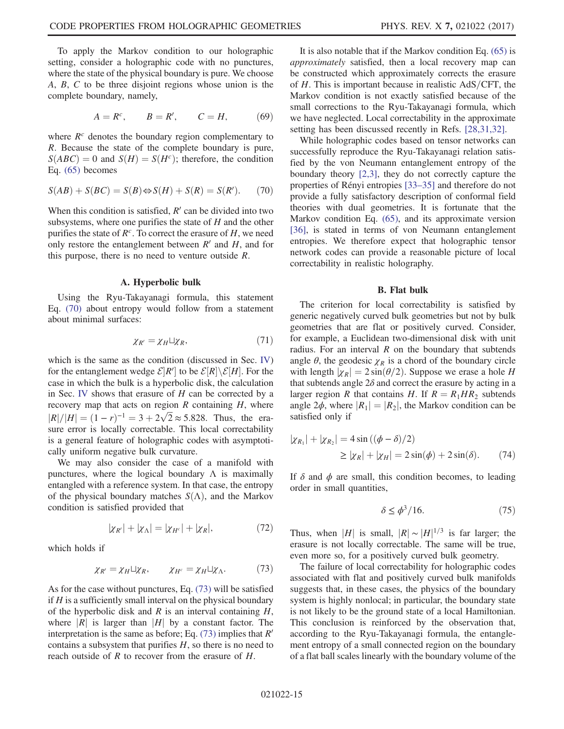To apply the Markov condition to our holographic setting, consider a holographic code with no punctures, where the state of the physical boundary is pure. We choose $A$, $B$, $C$ to be three disjoint regions whose union is the complete boundary, namely,

$$A = R^c, \qquad B = R', \qquad C = H, \tag{69}$$

where $R^c$ denotes the boundary region complementary to $R$. Because the state of the complete boundary is pure, $S(ABC) = 0$ and $S(H) = S(H^c)$; therefore, the condition Eq. (65) becomes

$$S(AB) + S(BC) = S(B) \Leftrightarrow S(H) + S(R) = S(R'). \tag{70}$$

When this condition is satisfied, $R'$ can be divided into two subsystems, where one purifies the state of $H$ and the other purifies the state of $R^c$. To correct the erasure of $H$, we need only restore the entanglement between $R'$ and $H$, and for this purpose, there is no need to venture outside $R$.

### A. Hyperbolic bulk

Using the Ryu-Takayanagi formula, this statement Eq. (70) about entropy would follow from a statement about minimal surfaces:

$$\chi_{R'} = \chi_H \sqcup \chi_R, \tag{71}$$

which is the same as the condition (discussed in Sec. IV) for the entanglement wedge $\mathcal{E}[R']$ to be $\mathcal{E}[R] \backslash \mathcal{E}[H]$. For the case in which the bulk is a hyperbolic disk, the calculation in Sec. IV shows that erasure of $H$ can be corrected by a recovery map that acts on region $R$ containing $H$, where $|R|/|H| = (1-r)^{-1} = 3 + 2\sqrt{2} \approx 5.828$. Thus, the erasure error is locally correctable. This local correctability is a general feature of holographic codes with asymptotically uniform negative bulk curvature.

We may also consider the case of a manifold with punctures, where the logical boundary $\Lambda$ is maximally entangled with a reference system. In that case, the entropy of the physical boundary matches $S(\Lambda)$, and the Markov condition is satisfied provided that

$$|\chi_{R'}| + |\chi_\Lambda| = |\chi_{H^c}| + |\chi_R|, \tag{72}$$

which holds if

$$\chi_{R'} = \chi_H \sqcup \chi_R, \qquad \chi_{H^c} = \chi_H \sqcup \chi_\Lambda. \tag{73}$$

As for the case without punctures, Eq. (73) will be satisfied if $H$ is a sufficiently small interval on the physical boundary of the hyperbolic disk and $R$ is an interval containing $H$, where $|R|$ is larger than $|H|$ by a constant factor. The interpretation is the same as before; Eq. (73) implies that $R'$ contains a subsystem that purifies $H$, so there is no need to reach outside of $R$ to recover from the erasure of $H$.

It is also notable that if the Markov condition Eq. (65) is *approximately* satisfied, then a local recovery map can be constructed which approximately corrects the erasure of $H$. This is important because in realistic AdS/CFT, the Markov condition is not exactly satisfied because of the small corrections to the Ryu-Takayanagi formula, which we have neglected. Local correctability in the approximate setting has been discussed recently in Refs. [28,31,32].

While holographic codes based on tensor networks can successfully reproduce the Ryu-Takayanagi relation satisfied by the von Neumann entanglement entropy of the boundary theory [2,3], they do not correctly capture the properties of Rényi entropies [33–35] and therefore do not provide a fully satisfactory description of conformal field theories with dual geometries. It is fortunate that the Markov condition Eq. (65), and its approximate version [36], is stated in terms of von Neumann entanglement entropies. We therefore expect that holographic tensor network codes can provide a reasonable picture of local correctability in realistic holography.

### B. Flat bulk

The criterion for local correctability is satisfied by generic negatively curved bulk geometries but not by bulk geometries that are flat or positively curved. Consider, for example, a Euclidean two-dimensional disk with unit radius. For an interval $R$ on the boundary that subtends angle $\theta$, the geodesic $\chi_R$ is a chord of the boundary circle with length $|\chi_R| = 2\sin(\theta/2)$. Suppose we erase a hole $H$ that subtends angle $2\delta$ and correct the erasure by acting in a larger region $R$ that contains $H$. If $R = R_1 H R_2$ subtends angle $2\phi$, where $|R_1| = |R_2|$, the Markov condition can be satisfied only if

$$\begin{aligned} |\chi_{R_1}| + |\chi_{R_2}| &= 4\sin((\phi - \delta)/2) \\ &\geq |\chi_R| + |\chi_H| = 2\sin(\phi) + 2\sin(\delta). \end{aligned} \tag{74}$$

If $\delta$ and $\phi$ are small, this condition becomes, to leading order in small quantities,

$$\delta \leq \phi^3/16. \tag{75}$$

Thus, when $|H|$ is small, $|R| \sim |H|^{1/3}$ is far larger; the erasure is not locally correctable. The same will be true, even more so, for a positively curved bulk geometry.

The failure of local correctability for holographic codes associated with flat and positively curved bulk manifolds suggests that, in these cases, the physics of the boundary system is highly nonlocal; in particular, the boundary state is not likely to be the ground state of a local Hamiltonian. This conclusion is reinforced by the observation that, according to the Ryu-Takayanagi formula, the entanglement entropy of a small connected region on the boundary of a flat ball scales linearly with the boundary volume of the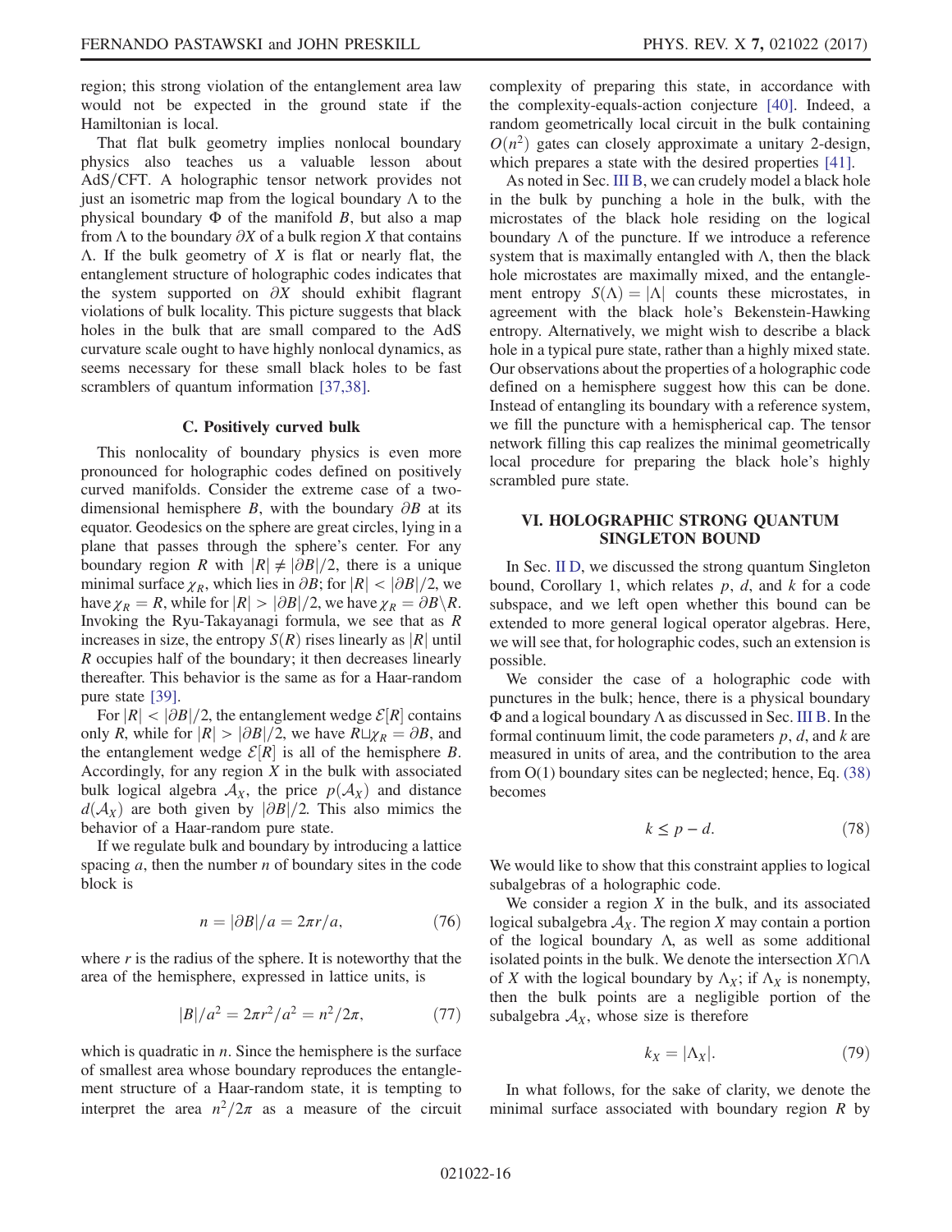region; this strong violation of the entanglement area law would not be expected in the ground state if the Hamiltonian is local.

That flat bulk geometry implies nonlocal boundary physics also teaches us a valuable lesson about AdS/CFT. A holographic tensor network provides not just an isometric map from the logical boundary $\Lambda$ to the physical boundary $\Phi$ of the manifold $B$, but also a map from $\Lambda$ to the boundary $\partial X$ of a bulk region $X$ that contains $\Lambda$. If the bulk geometry of $X$ is flat or nearly flat, the entanglement structure of holographic codes indicates that the system supported on $\partial X$ should exhibit flagrant violations of bulk locality. This picture suggests that black holes in the bulk that are small compared to the AdS curvature scale ought to have highly nonlocal dynamics, as seems necessary for these small black holes to be fast scramblers of quantum information [37,38].

### C. Positively curved bulk

This nonlocality of boundary physics is even more pronounced for holographic codes defined on positively curved manifolds. Consider the extreme case of a two-dimensional hemisphere $B$, with the boundary $\partial B$ at its equator. Geodesics on the sphere are great circles, lying in a plane that passes through the sphere's center. For any boundary region $R$ with $|R| \neq |\partial B|/2$, there is a unique minimal surface $\chi_R$, which lies in $\partial B$; for $|R| < |\partial B|/2$, we have $\chi_R = R$, while for $|R| > |\partial B|/2$, we have $\chi_R = \partial B \backslash R$. Invoking the Ryu-Takayanagi formula, we see that as $R$ increases in size, the entropy $S(R)$ rises linearly as $|R|$ until $R$ occupies half of the boundary; it then decreases linearly thereafter. This behavior is the same as for a Haar-random pure state [39].

For $|R| < |\partial B|/2$, the entanglement wedge $\mathcal{E}[R]$ contains only $R$, while for $|R| > |\partial B|/2$, we have $R \sqcup \chi_R = \partial B$, and the entanglement wedge $\mathcal{E}[R]$ is all of the hemisphere $B$. Accordingly, for any region $X$ in the bulk with associated bulk logical algebra $\mathcal{A}_X$, the price $p(\mathcal{A}_X)$ and distance $d(\mathcal{A}_X)$ are both given by $|\partial B|/2$. This also mimics the behavior of a Haar-random pure state.

If we regulate bulk and boundary by introducing a lattice spacing $a$, then the number $n$ of boundary sites in the code block is

$$n = |\partial B|/a = 2\pi r/a, \tag{76}$$

where $r$ is the radius of the sphere. It is noteworthy that the area of the hemisphere, expressed in lattice units, is

$$|B|/a^2 = 2\pi r^2/a^2 = n^2/2\pi, \tag{77}$$

which is quadratic in $n$. Since the hemisphere is the surface of smallest area whose boundary reproduces the entanglement structure of a Haar-random state, it is tempting to interpret the area $n^2/2\pi$ as a measure of the circuit complexity of preparing this state, in accordance with the complexity-equals-action conjecture [40]. Indeed, a random geometrically local circuit in the bulk containing $O(n^2)$ gates can closely approximate a unitary 2-design, which prepares a state with the desired properties [41].

As noted in Sec. III B, we can crudely model a black hole in the bulk by punching a hole in the bulk, with the microstates of the black hole residing on the logical boundary $\Lambda$ of the puncture. If we introduce a reference system that is maximally entangled with $\Lambda$, then the black hole microstates are maximally mixed, and the entanglement entropy $S(\Lambda) = |\Lambda|$ counts these microstates, in agreement with the black hole's Bekenstein-Hawking entropy. Alternatively, we might wish to describe a black hole in a typical pure state, rather than a highly mixed state. Our observations about the properties of a holographic code defined on a hemisphere suggest how this can be done. Instead of entangling its boundary with a reference system, we fill the puncture with a hemispherical cap. The tensor network filling this cap realizes the minimal geometrically local procedure for preparing the black hole's highly scrambled pure state.

## VI. HOLOGRAPHIC STRONG QUANTUM SINGLETON BOUND

In Sec. II D, we discussed the strong quantum Singleton bound, Corollary 1, which relates $p$, $d$, and $k$ for a code subspace, and we left open whether this bound can be extended to more general logical operator algebras. Here, we will see that, for holographic codes, such an extension is possible.

We consider the case of a holographic code with punctures in the bulk; hence, there is a physical boundary $\Phi$ and a logical boundary $\Lambda$ as discussed in Sec. III B. In the formal continuum limit, the code parameters $p$, $d$, and $k$ are measured in units of area, and the contribution to the area from O(1) boundary sites can be neglected; hence, Eq. (38) becomes

$$k \leq p - d. \tag{78}$$

We would like to show that this constraint applies to logical subalgebras of a holographic code.

We consider a region $X$ in the bulk, and its associated logical subalgebra $\mathcal{A}_X$. The region $X$ may contain a portion of the logical boundary $\Lambda$, as well as some additional isolated points in the bulk. We denote the intersection $X \cap \Lambda$ of $X$ with the logical boundary by $\Lambda_X$; if $\Lambda_X$ is nonempty, then the bulk points are a negligible portion of the subalgebra $\mathcal{A}_X$, whose size is therefore

$$k_X = |\Lambda_X|. \tag{79}$$

In what follows, for the sake of clarity, we denote the minimal surface associated with boundary region $R$ by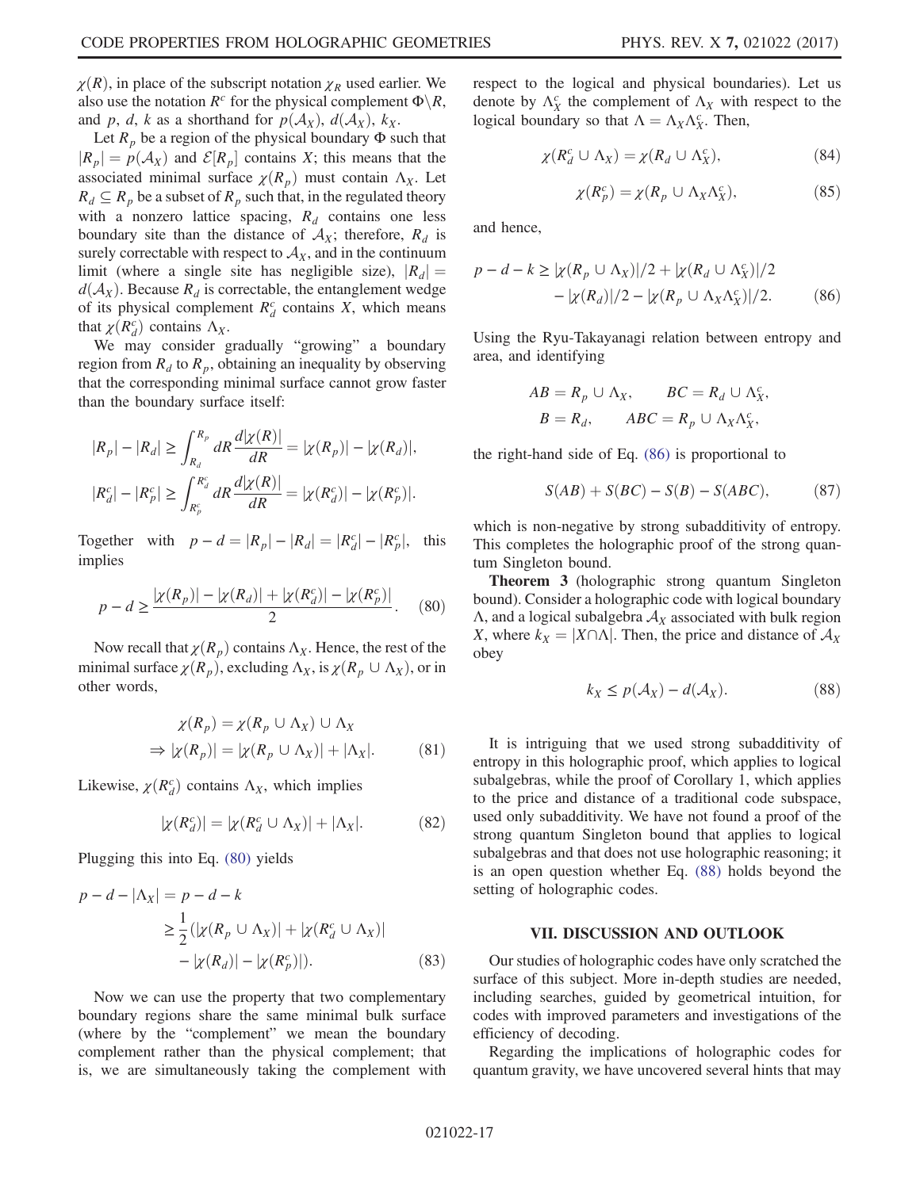$\chi(R)$, in place of the subscript notation $\chi_R$ used earlier. We also use the notation $R^c$ for the physical complement $\Phi\backslash R$, and $p$, $d$, $k$ as a shorthand for $p(\mathcal{A}_X)$, $d(\mathcal{A}_X)$, $k_X$.

Let $R_p$ be a region of the physical boundary $\Phi$ such that $|R_p| = p(\mathcal{A}_X)$ and $\mathcal{E}[R_p]$ contains $X$; this means that the associated minimal surface $\chi(R_p)$ must contain $\Lambda_X$. Let $R_d \subseteq R_p$ be a subset of $R_p$ such that, in the regulated theory with a nonzero lattice spacing, $R_d$ contains one less boundary site than the distance of $\mathcal{A}_X$; therefore, $R_d$ is surely correctable with respect to $\mathcal{A}_X$, and in the continuum limit (where a single site has negligible size), $|R_d| = d(\mathcal{A}_X)$. Because $R_d$ is correctable, the entanglement wedge of its physical complement $R_d^c$ contains $X$, which means that $\chi(R_d^c)$ contains $\Lambda_X$.

We may consider gradually "growing" a boundary region from $R_d$ to $R_p$, obtaining an inequality by observing that the corresponding minimal surface cannot grow faster than the boundary surface itself:

$$|R_p| - |R_d| \geq \int_{R_d}^{R_p} dR \frac{d|\chi(R)|}{dR} = |\chi(R_p)| - |\chi(R_d)|,$$

$$|R_d^c| - |R_p^c| \geq \int_{R_p^c}^{R_d^c} dR \frac{d|\chi(R)|}{dR} = |\chi(R_d^c)| - |\chi(R_p^c)|.$$

Together with $p - d = |R_p| - |R_d| = |R_d^c| - |R_p^c|$, this implies

$$p - d \geq \frac{|\chi(R_p)| - |\chi(R_d)| + |\chi(R_d^c)| - |\chi(R_p^c)|}{2}. \tag{80}$$

Now recall that $\chi(R_p)$ contains $\Lambda_X$. Hence, the rest of the minimal surface $\chi(R_p)$, excluding $\Lambda_X$, is $\chi(R_p \cup \Lambda_X)$, or in other words,

$$\chi(R_p) = \chi(R_p \cup \Lambda_X) \cup \Lambda_X$$
$$\Rightarrow |\chi(R_p)| = |\chi(R_p \cup \Lambda_X)| + |\Lambda_X|. \tag{81}$$

Likewise, $\chi(R_d^c)$ contains $\Lambda_X$, which implies

$$|\chi(R_d^c)| = |\chi(R_d^c \cup \Lambda_X)| + |\Lambda_X|. \tag{82}$$

Plugging this into Eq. (80) yields

$$\begin{aligned} p - d - |\Lambda_X| &= p - d - k \\ &\geq \frac{1}{2}(|\chi(R_p \cup \Lambda_X)| + |\chi(R_d^c \cup \Lambda_X)| \\ &\quad - |\chi(R_d)| - |\chi(R_p^c)|). \end{aligned} \tag{83}$$

Now we can use the property that two complementary boundary regions share the same minimal bulk surface (where by the "complement" we mean the boundary complement rather than the physical complement; that is, we are simultaneously taking the complement with respect to the logical and physical boundaries). Let us denote by $\Lambda_X^c$ the complement of $\Lambda_X$ with respect to the logical boundary so that $\Lambda = \Lambda_X \Lambda_X^c$. Then,

$$\chi(R_d^c \cup \Lambda_X) = \chi(R_d \cup \Lambda_X^c), \tag{84}$$

$$\chi(R_p^c) = \chi(R_p \cup \Lambda_X \Lambda_X^c), \tag{85}$$

and hence,

$$\begin{aligned} p - d - k \geq\ & |\chi(R_p \cup \Lambda_X)|/2 + |\chi(R_d \cup \Lambda_X^c)|/2 \\ & - |\chi(R_d)|/2 - |\chi(R_p \cup \Lambda_X \Lambda_X^c)|/2. \end{aligned} \tag{86}$$

Using the Ryu-Takayanagi relation between entropy and area, and identifying

$$AB = R_p \cup \Lambda_X, \qquad BC = R_d \cup \Lambda_X^c,$$
$$B = R_d, \qquad ABC = R_p \cup \Lambda_X \Lambda_X^c,$$

the right-hand side of Eq. (86) is proportional to

$$S(AB) + S(BC) - S(B) - S(ABC), \tag{87}$$

which is non-negative by strong subadditivity of entropy. This completes the holographic proof of the strong quantum Singleton bound.

**Theorem 3** (holographic strong quantum Singleton bound). Consider a holographic code with logical boundary $\Lambda$, and a logical subalgebra $\mathcal{A}_X$ associated with bulk region $X$, where $k_X = |X \cap \Lambda|$. Then, the price and distance of $\mathcal{A}_X$ obey

$$k_X \leq p(\mathcal{A}_X) - d(\mathcal{A}_X). \tag{88}$$

It is intriguing that we used strong subadditivity of entropy in this holographic proof, which applies to logical subalgebras, while the proof of Corollary 1, which applies to the price and distance of a traditional code subspace, used only subadditivity. We have not found a proof of the strong quantum Singleton bound that applies to logical subalgebras and that does not use holographic reasoning; it is an open question whether Eq. (88) holds beyond the setting of holographic codes.

## VII. DISCUSSION AND OUTLOOK

Our studies of holographic codes have only scratched the surface of this subject. More in-depth studies are needed, including searches, guided by geometrical intuition, for codes with improved parameters and investigations of the efficiency of decoding.

Regarding the implications of holographic codes for quantum gravity, we have uncovered several hints that may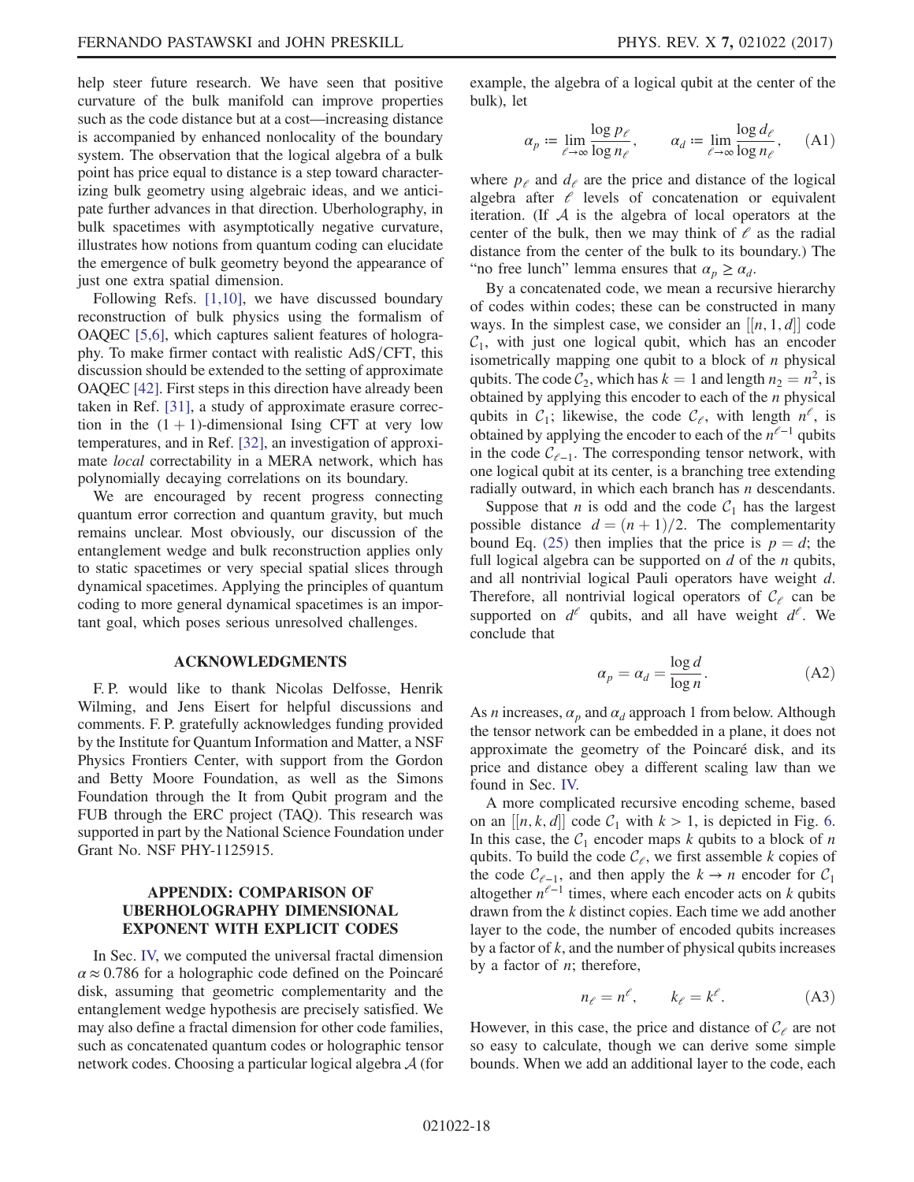help steer future research. We have seen that positive curvature of the bulk manifold can improve properties such as the code distance but at a cost—increasing distance is accompanied by enhanced nonlocality of the boundary system. The observation that the logical algebra of a bulk point has price equal to distance is a step toward characterizing bulk geometry using algebraic ideas, and we anticipate further advances in that direction. Uberholography, in bulk spacetimes with asymptotically negative curvature, illustrates how notions from quantum coding can elucidate the emergence of bulk geometry beyond the appearance of just one extra spatial dimension.

Following Refs. [1,10], we have discussed boundary reconstruction of bulk physics using the formalism of OAQEC [5,6], which captures salient features of holography. To make firmer contact with realistic AdS/CFT, this discussion should be extended to the setting of approximate OAQEC [42]. First steps in this direction have already been taken in Ref. [31], a study of approximate erasure correction in the $(1+1)$-dimensional Ising CFT at very low temperatures, and in Ref. [32], an investigation of approximate *local* correctability in a MERA network, which has polynomially decaying correlations on its boundary.

We are encouraged by recent progress connecting quantum error correction and quantum gravity, but much remains unclear. Most obviously, our discussion of the entanglement wedge and bulk reconstruction applies only to static spacetimes or very special spatial slices through dynamical spacetimes. Applying the principles of quantum coding to more general dynamical spacetimes is an important goal, which poses serious unresolved challenges.

## ACKNOWLEDGMENTS

F. P. would like to thank Nicolas Delfosse, Henrik Wilming, and Jens Eisert for helpful discussions and comments. F. P. gratefully acknowledges funding provided by the Institute for Quantum Information and Matter, a NSF Physics Frontiers Center, with support from the Gordon and Betty Moore Foundation, as well as the Simons Foundation through the It from Qubit program and the FUB through the ERC project (TAQ). This research was supported in part by the National Science Foundation under Grant No. NSF PHY-1125915.

## APPENDIX: COMPARISON OF UBERHOLOGRAPHY DIMENSIONAL EXPONENT WITH EXPLICIT CODES

In Sec. IV, we computed the universal fractal dimension $\alpha \approx 0.786$ for a holographic code defined on the Poincaré disk, assuming that geometric complementarity and the entanglement wedge hypothesis are precisely satisfied. We may also define a fractal dimension for other code families, such as concatenated quantum codes or holographic tensor network codes. Choosing a particular logical algebra $\mathcal{A}$ (for example, the algebra of a logical qubit at the center of the bulk), let

$$\alpha_p := \lim_{\ell\to\infty} \frac{\log p_\ell}{\log n_\ell}, \qquad \alpha_d := \lim_{\ell\to\infty} \frac{\log d_\ell}{\log n_\ell}, \tag{A1}$$

where $p_\ell$ and $d_\ell$ are the price and distance of the logical algebra after $\ell$ levels of concatenation or equivalent iteration. (If $\mathcal{A}$ is the algebra of local operators at the center of the bulk, then we may think of $\ell$ as the radial distance from the center of the bulk to its boundary.) The "no free lunch" lemma ensures that $\alpha_p \geq \alpha_d$.

By a concatenated code, we mean a recursive hierarchy of codes within codes; these can be constructed in many ways. In the simplest case, we consider an $[[n,1,d]]$ code $\mathcal{C}_1$, with just one logical qubit, which has an encoder isometrically mapping one qubit to a block of $n$ physical qubits. The code $\mathcal{C}_2$, which has $k=1$ and length $n_2 = n^2$, is obtained by applying this encoder to each of the $n$ physical qubits in $\mathcal{C}_1$; likewise, the code $\mathcal{C}_\ell$, with length $n^\ell$, is obtained by applying the encoder to each of the $n^{\ell-1}$ qubits in the code $\mathcal{C}_{\ell-1}$. The corresponding tensor network, with one logical qubit at its center, is a branching tree extending radially outward, in which each branch has $n$ descendants.

Suppose that $n$ is odd and the code $\mathcal{C}_1$ has the largest possible distance $d = (n+1)/2$. The complementarity bound Eq. (25) then implies that the price is $p = d$; the full logical algebra can be supported on $d$ of the $n$ qubits, and all nontrivial logical Pauli operators have weight $d$. Therefore, all nontrivial logical operators of $\mathcal{C}_\ell$ can be supported on $d^\ell$ qubits, and all have weight $d^\ell$. We conclude that

$$\alpha_p = \alpha_d = \frac{\log d}{\log n}. \tag{A2}$$

As $n$ increases, $\alpha_p$ and $\alpha_d$ approach 1 from below. Although the tensor network can be embedded in a plane, it does not approximate the geometry of the Poincaré disk, and its price and distance obey a different scaling law than we found in Sec. IV.

A more complicated recursive encoding scheme, based on an $[[n,k,d]]$ code $\mathcal{C}_1$ with $k > 1$, is depicted in Fig. 6. In this case, the $\mathcal{C}_1$ encoder maps $k$ qubits to a block of $n$ qubits. To build the code $\mathcal{C}_\ell$, we first assemble $k$ copies of the code $\mathcal{C}_{\ell-1}$, and then apply the $k \to n$ encoder for $\mathcal{C}_1$ altogether $n^{\ell-1}$ times, where each encoder acts on $k$ qubits drawn from the $k$ distinct copies. Each time we add another layer to the code, the number of encoded qubits increases by a factor of $k$, and the number of physical qubits increases by a factor of $n$; therefore,

$$n_\ell = n^\ell, \qquad k_\ell = k^\ell. \tag{A3}$$

However, in this case, the price and distance of $\mathcal{C}_\ell$ are not so easy to calculate, though we can derive some simple bounds. When we add an additional layer to the code, each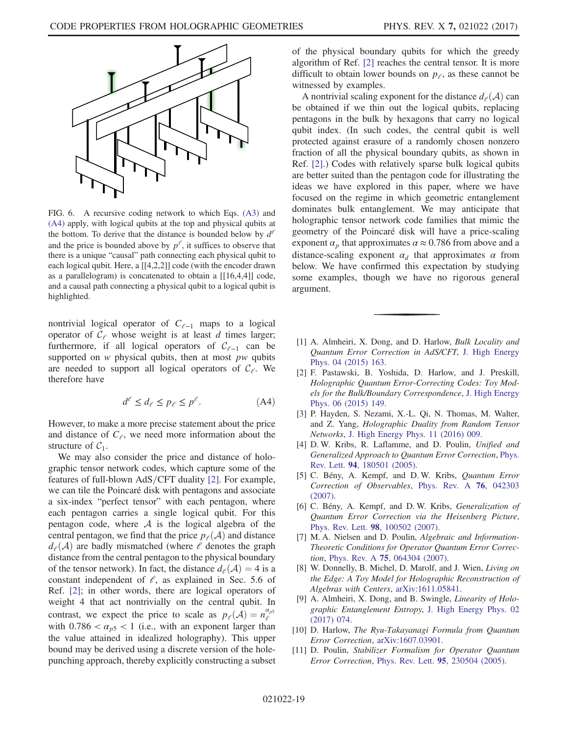FIG. 6. A recursive coding network to which Eqs. (A3) and (A4) apply, with logical qubits at the top and physical qubits at the bottom. To derive that the distance is bounded below by $d^\ell$ and the price is bounded above by $p^\ell$, it suffices to observe that there is a unique "causal" path connecting each physical qubit to each logical qubit. Here, a [[4,2,2]] code (with the encoder drawn as a parallelogram) is concatenated to obtain a [[16,4,4]] code, and a causal path connecting a physical qubit to a logical qubit is highlighted.

nontrivial logical operator of $C_{\ell-1}$ maps to a logical operator of $\mathcal{C}_\ell$ whose weight is at least $d$ times larger; furthermore, if all logical operators of $\mathcal{C}_{\ell-1}$ can be supported on $w$ physical qubits, then at most $pw$ qubits are needed to support all logical operators of $\mathcal{C}_\ell$. We therefore have

$$d^\ell \leq d_\ell \leq p_\ell \leq p^\ell. \tag{A4}$$

However, to make a more precise statement about the price and distance of $C_\ell$, we need more information about the structure of $\mathcal{C}_1$.

We may also consider the price and distance of holographic tensor network codes, which capture some of the features of full-blown AdS/CFT duality [2]. For example, we can tile the Poincaré disk with pentagons and associate a six-index "perfect tensor" with each pentagon, where each pentagon carries a single logical qubit. For this pentagon code, where $\mathcal{A}$ is the logical algebra of the central pentagon, we find that the price $p_\ell(\mathcal{A})$ and distance $d_\ell(\mathcal{A})$ are badly mismatched (where $\ell$ denotes the graph distance from the central pentagon to the physical boundary of the tensor network). In fact, the distance $d_\ell(\mathcal{A}) = 4$ is a constant independent of $\ell$, as explained in Sec. 5.6 of Ref. [2]; in other words, there are logical operators of weight 4 that act nontrivially on the central qubit. In contrast, we expect the price to scale as $p_\ell(\mathcal{A}) = n_\ell^{\alpha_{p5}}$ with $0.786 < \alpha_{p5} < 1$ (i.e., with an exponent larger than the value attained in idealized holography). This upper bound may be derived using a discrete version of the hole-punching approach, thereby explicitly constructing a subset of the physical boundary qubits for which the greedy algorithm of Ref. [2] reaches the central tensor. It is more difficult to obtain lower bounds on $p_\ell$, as these cannot be witnessed by examples.

A nontrivial scaling exponent for the distance $d_\ell(\mathcal{A})$ can be obtained if we thin out the logical qubits, replacing pentagons in the bulk by hexagons that carry no logical qubit index. (In such codes, the central qubit is well protected against erasure of a randomly chosen nonzero fraction of all the physical boundary qubits, as shown in Ref. [2].) Codes with relatively sparse bulk logical qubits are better suited than the pentagon code for illustrating the ideas we have explored in this paper, where we have focused on the regime in which geometric entanglement dominates bulk entanglement. We may anticipate that holographic tensor network code families that mimic the geometry of the Poincaré disk will have a price-scaling exponent $\alpha_p$ that approximates $\alpha \approx 0.786$ from above and a distance-scaling exponent $\alpha_d$ that approximates $\alpha$ from below. We have confirmed this expectation by studying some examples, though we have no rigorous general argument.

---

[1] A. Almheiri, X. Dong, and D. Harlow, *Bulk Locality and Quantum Error Correction in AdS/CFT*, J. High Energy Phys. 04 (2015) 163.

[2] F. Pastawski, B. Yoshida, D. Harlow, and J. Preskill, *Holographic Quantum Error-Correcting Codes: Toy Models for the Bulk/Boundary Correspondence*, J. High Energy Phys. 06 (2015) 149.

[3] P. Hayden, S. Nezami, X.-L. Qi, N. Thomas, M. Walter, and Z. Yang, *Holographic Duality from Random Tensor Networks*, J. High Energy Phys. 11 (2016) 009.

[4] D. W. Kribs, R. Laflamme, and D. Poulin, *Unified and Generalized Approach to Quantum Error Correction*, Phys. Rev. Lett. **94**, 180501 (2005).

[5] C. Bény, A. Kempf, and D. W. Kribs, *Quantum Error Correction of Observables*, Phys. Rev. A **76**, 042303 (2007).

[6] C. Bény, A. Kempf, and D. W. Kribs, *Generalization of Quantum Error Correction via the Heisenberg Picture*, Phys. Rev. Lett. **98**, 100502 (2007).

[7] M. A. Nielsen and D. Poulin, *Algebraic and Information-Theoretic Conditions for Operator Quantum Error Correction*, Phys. Rev. A **75**, 064304 (2007).

[8] W. Donnelly, B. Michel, D. Marolf, and J. Wien, *Living on the Edge: A Toy Model for Holographic Reconstruction of Algebras with Centers*, arXiv:1611.05841.

[9] A. Almheiri, X. Dong, and B. Swingle, *Linearity of Holographic Entanglement Entropy*, J. High Energy Phys. 02 (2017) 074.

[10] D. Harlow, *The Ryu-Takayanagi Formula from Quantum Error Correction*, arXiv:1607.03901.

[11] D. Poulin, *Stabilizer Formalism for Operator Quantum Error Correction*, Phys. Rev. Lett. **95**, 230504 (2005).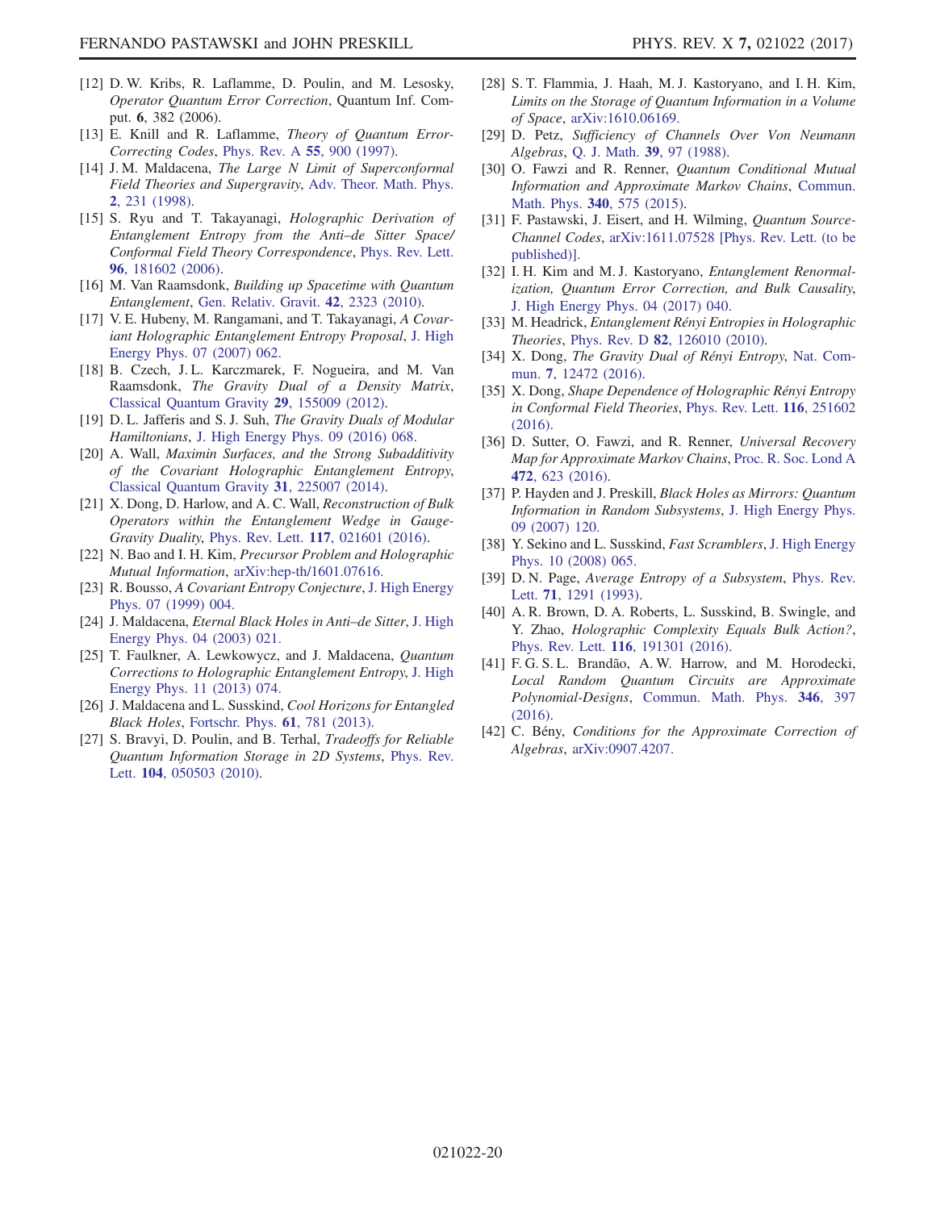[12] D. W. Kribs, R. Laflamme, D. Poulin, and M. Lesosky, *Operator Quantum Error Correction*, Quantum Inf. Comput. **6**, 382 (2006).

[13] E. Knill and R. Laflamme, *Theory of Quantum Error-Correcting Codes*, Phys. Rev. A **55**, 900 (1997).

[14] J. M. Maldacena, *The Large N Limit of Superconformal Field Theories and Supergravity*, Adv. Theor. Math. Phys. **2**, 231 (1998).

[15] S. Ryu and T. Takayanagi, *Holographic Derivation of Entanglement Entropy from the Anti–de Sitter Space/Conformal Field Theory Correspondence*, Phys. Rev. Lett. **96**, 181602 (2006).

[16] M. Van Raamsdonk, *Building up Spacetime with Quantum Entanglement*, Gen. Relativ. Gravit. **42**, 2323 (2010).

[17] V. E. Hubeny, M. Rangamani, and T. Takayanagi, *A Covariant Holographic Entanglement Entropy Proposal*, J. High Energy Phys. 07 (2007) 062.

[18] B. Czech, J. L. Karczmarek, F. Nogueira, and M. Van Raamsdonk, *The Gravity Dual of a Density Matrix*, Classical Quantum Gravity **29**, 155009 (2012).

[19] D. L. Jafferis and S. J. Suh, *The Gravity Duals of Modular Hamiltonians*, J. High Energy Phys. 09 (2016) 068.

[20] A. Wall, *Maximin Surfaces, and the Strong Subadditivity of the Covariant Holographic Entanglement Entropy*, Classical Quantum Gravity **31**, 225007 (2014).

[21] X. Dong, D. Harlow, and A. C. Wall, *Reconstruction of Bulk Operators within the Entanglement Wedge in Gauge-Gravity Duality*, Phys. Rev. Lett. **117**, 021601 (2016).

[22] N. Bao and I. H. Kim, *Precursor Problem and Holographic Mutual Information*, arXiv:hep-th/1601.07616.

[23] R. Bousso, *A Covariant Entropy Conjecture*, J. High Energy Phys. 07 (1999) 004.

[24] J. Maldacena, *Eternal Black Holes in Anti–de Sitter*, J. High Energy Phys. 04 (2003) 021.

[25] T. Faulkner, A. Lewkowycz, and J. Maldacena, *Quantum Corrections to Holographic Entanglement Entropy*, J. High Energy Phys. 11 (2013) 074.

[26] J. Maldacena and L. Susskind, *Cool Horizons for Entangled Black Holes*, Fortschr. Phys. **61**, 781 (2013).

[27] S. Bravyi, D. Poulin, and B. Terhal, *Tradeoffs for Reliable Quantum Information Storage in 2D Systems*, Phys. Rev. Lett. **104**, 050503 (2010).

[28] S. T. Flammia, J. Haah, M. J. Kastoryano, and I. H. Kim, *Limits on the Storage of Quantum Information in a Volume of Space*, arXiv:1610.06169.

[29] D. Petz, *Sufficiency of Channels Over Von Neumann Algebras*, Q. J. Math. **39**, 97 (1988).

[30] O. Fawzi and R. Renner, *Quantum Conditional Mutual Information and Approximate Markov Chains*, Commun. Math. Phys. **340**, 575 (2015).

[31] F. Pastawski, J. Eisert, and H. Wilming, *Quantum Source-Channel Codes*, arXiv:1611.07528 [Phys. Rev. Lett. (to be published)].

[32] I. H. Kim and M. J. Kastoryano, *Entanglement Renormalization, Quantum Error Correction, and Bulk Causality*, J. High Energy Phys. 04 (2017) 040.

[33] M. Headrick, *Entanglement Rényi Entropies in Holographic Theories*, Phys. Rev. D **82**, 126010 (2010).

[34] X. Dong, *The Gravity Dual of Rényi Entropy*, Nat. Commun. **7**, 12472 (2016).

[35] X. Dong, *Shape Dependence of Holographic Rényi Entropy in Conformal Field Theories*, Phys. Rev. Lett. **116**, 251602 (2016).

[36] D. Sutter, O. Fawzi, and R. Renner, *Universal Recovery Map for Approximate Markov Chains*, Proc. R. Soc. Lond A **472**, 623 (2016).

[37] P. Hayden and J. Preskill, *Black Holes as Mirrors: Quantum Information in Random Subsystems*, J. High Energy Phys. 09 (2007) 120.

[38] Y. Sekino and L. Susskind, *Fast Scramblers*, J. High Energy Phys. 10 (2008) 065.

[39] D. N. Page, *Average Entropy of a Subsystem*, Phys. Rev. Lett. **71**, 1291 (1993).

[40] A. R. Brown, D. A. Roberts, L. Susskind, B. Swingle, and Y. Zhao, *Holographic Complexity Equals Bulk Action?*, Phys. Rev. Lett. **116**, 191301 (2016).

[41] F. G. S. L. Brandão, A. W. Harrow, and M. Horodecki, *Local Random Quantum Circuits are Approximate Polynomial-Designs*, Commun. Math. Phys. **346**, 397 (2016).

[42] C. Bény, *Conditions for the Approximate Correction of Algebras*, arXiv:0907.4207.